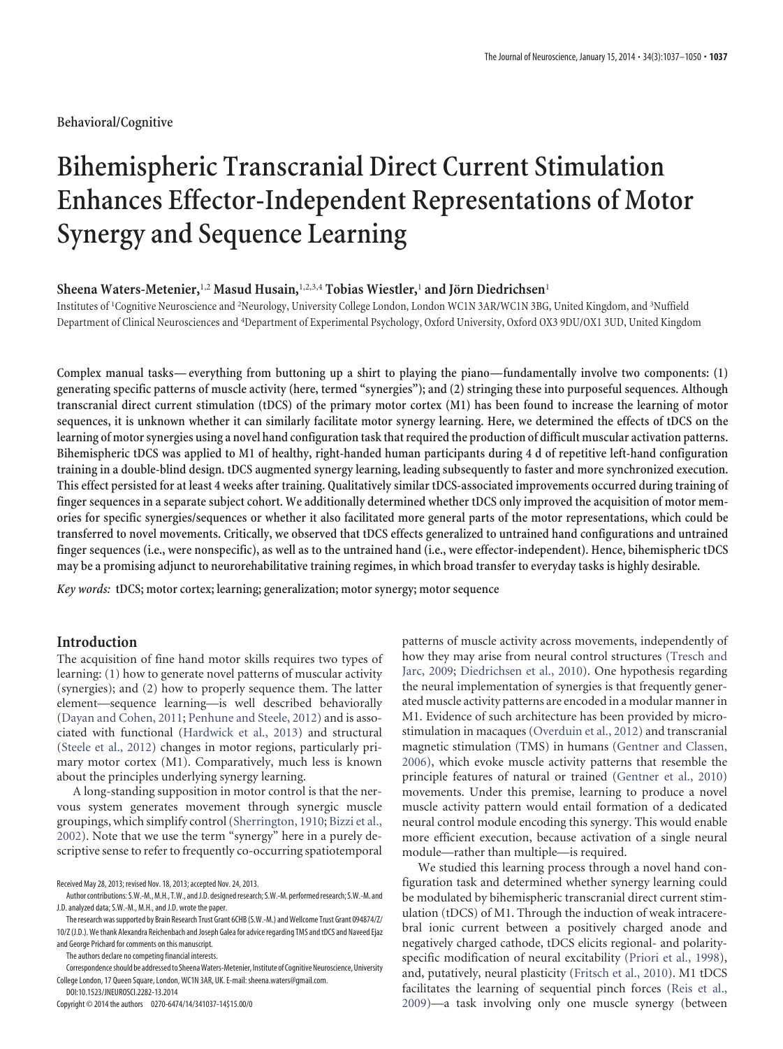Behavioral/Cognitive

# Bihemispheric Transcranial Direct Current Stimulation Enhances Effector-Independent Representations of Motor Synergy and Sequence Learning

**Sheena Waters-Metenier,[1,2] Masud Husain,[1,2,3,4] Tobias Wiestler,[1] and Jörn Diedrichsen[1]**

Institutes of [1]Cognitive Neuroscience and [2]Neurology, University College London, London WC1N 3AR/WC1N 3BG, United Kingdom, and [3]Nuffield Department of Clinical Neurosciences and [4]Department of Experimental Psychology, Oxford University, Oxford OX3 9DU/OX1 3UD, United Kingdom

**Complex manual tasks—everything from buttoning up a shirt to playing the piano—fundamentally involve two components: (1) generating specific patterns of muscle activity (here, termed "synergies"); and (2) stringing these into purposeful sequences. Although transcranial direct current stimulation (tDCS) of the primary motor cortex (M1) has been found to increase the learning of motor sequences, it is unknown whether it can similarly facilitate motor synergy learning. Here, we determined the effects of tDCS on the learning of motor synergies using a novel hand configuration task that required the production of difficult muscular activation patterns. Bihemispheric tDCS was applied to M1 of healthy, right-handed human participants during 4 d of repetitive left-hand configuration training in a double-blind design. tDCS augmented synergy learning, leading subsequently to faster and more synchronized execution. This effect persisted for at least 4 weeks after training. Qualitatively similar tDCS-associated improvements occurred during training of finger sequences in a separate subject cohort. We additionally determined whether tDCS only improved the acquisition of motor memories for specific synergies/sequences or whether it also facilitated more general parts of the motor representations, which could be transferred to novel movements. Critically, we observed that tDCS effects generalized to untrained hand configurations and untrained finger sequences (i.e., were nonspecific), as well as to the untrained hand (i.e., were effector-independent). Hence, bihemispheric tDCS may be a promising adjunct to neurorehabilitative training regimes, in which broad transfer to everyday tasks is highly desirable.**

*Key words:* tDCS; motor cortex; learning; generalization; motor synergy; motor sequence

## Introduction

The acquisition of fine hand motor skills requires two types of learning: (1) how to generate novel patterns of muscular activity (synergies); and (2) how to properly sequence them. The latter element—sequence learning—is well described behaviorally (Dayan and Cohen, 2011; Penhune and Steele, 2012) and is associated with functional (Hardwick et al., 2013) and structural (Steele et al., 2012) changes in motor regions, particularly primary motor cortex (M1). Comparatively, much less is known about the principles underlying synergy learning.

A long-standing supposition in motor control is that the nervous system generates movement through synergic muscle groupings, which simplify control (Sherrington, 1910; Bizzi et al., 2002). Note that we use the term "synergy" here in a purely descriptive sense to refer to frequently co-occurring spatiotemporal patterns of muscle activity across movements, independently of how they may arise from neural control structures (Tresch and Jarc, 2009; Diedrichsen et al., 2010). One hypothesis regarding the neural implementation of synergies is that frequently generated muscle activity patterns are encoded in a modular manner in M1. Evidence of such architecture has been provided by microstimulation in macaques (Overduin et al., 2012) and transcranial magnetic stimulation (TMS) in humans (Gentner and Classen, 2006), which evoke muscle activity patterns that resemble the principle features of natural or trained (Gentner et al., 2010) movements. Under this premise, learning to produce a novel muscle activity pattern would entail formation of a dedicated neural control module encoding this synergy. This would enable more efficient execution, because activation of a single neural module—rather than multiple—is required.

We studied this learning process through a novel hand configuration task and determined whether synergy learning could be modulated by bihemispheric transcranial direct current stimulation (tDCS) of M1. Through the induction of weak intracerebral ionic current between a positively charged anode and negatively charged cathode, tDCS elicits regional- and polarity-specific modification of neural excitability (Priori et al., 1998), and, putatively, neural plasticity (Fritsch et al., 2010). M1 tDCS facilitates the learning of sequential pinch forces (Reis et al., 2009)—a task involving only one muscle synergy (between

Received May 28, 2013; revised Nov. 18, 2013; accepted Nov. 24, 2013.

Author contributions: S.W.-M., M.H., T.W., and J.D. designed research; S.W.-M. performed research; S.W.-M. and J.D. analyzed data; S.W.-M., M.H., and J.D. wrote the paper.

The research was supported by Brain Research Trust Grant 6CHB (S.W.-M.) and Wellcome Trust Grant 094874/Z/10/Z (J.D.). We thank Alexandra Reichenbach and Joseph Galea for advice regarding TMS and tDCS and Naveed Ejaz and George Prichard for comments on this manuscript.

The authors declare no competing financial interests.

Correspondence should be addressed to Sheena Waters-Metenier, Institute of Cognitive Neuroscience, University College London, 17 Queen Square, London, WC1N 3AR, UK. E-mail: sheena.waters@gmail.com.

DOI:10.1523/JNEUROSCI.2282-13.2014

Copyright © 2014 the authors 0270-6474/14/341037-14$15.00/0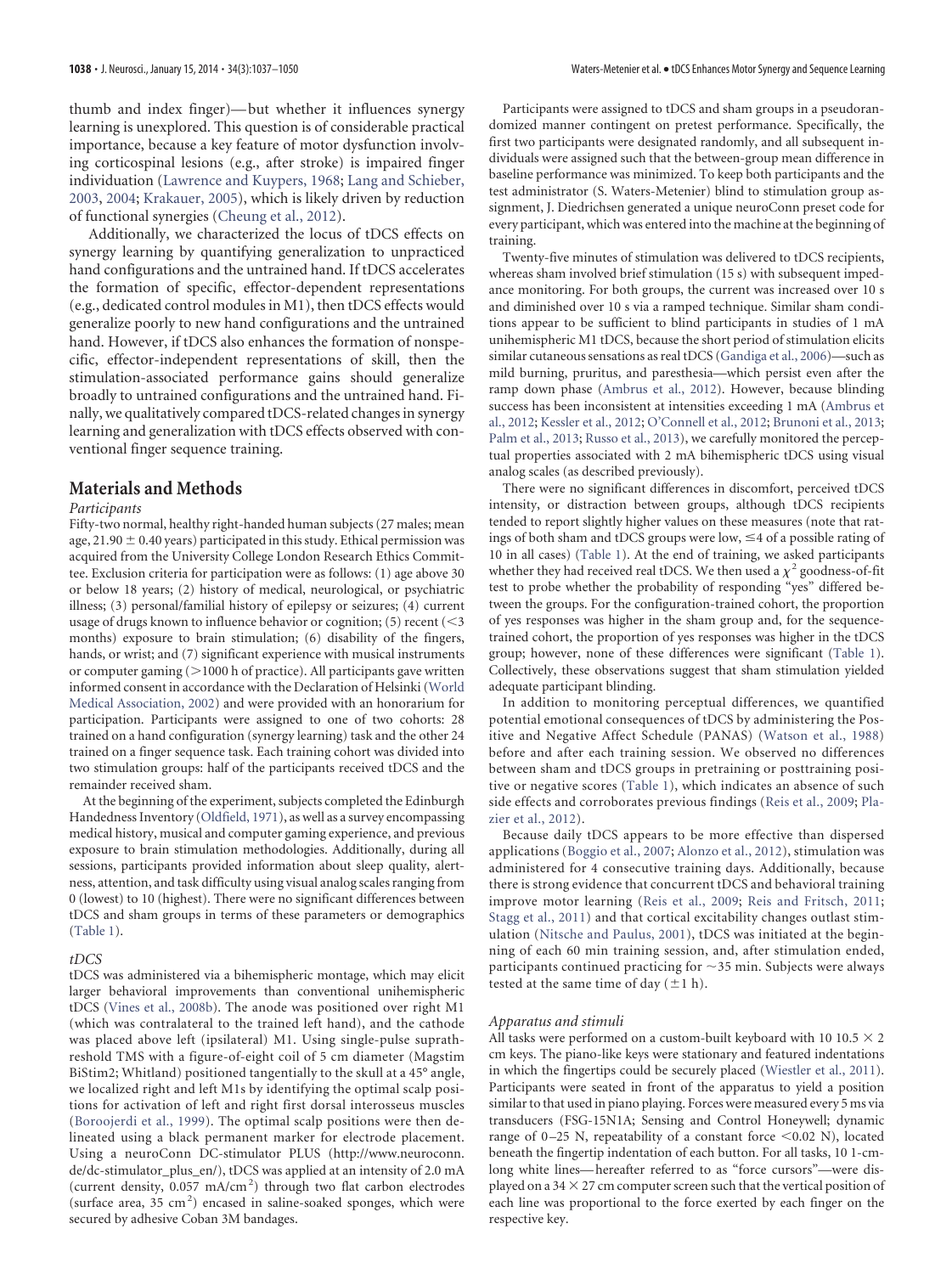thumb and index finger)—but whether it influences synergy learning is unexplored. This question is of considerable practical importance, because a key feature of motor dysfunction involving corticospinal lesions (e.g., after stroke) is impaired finger individuation (Lawrence and Kuypers, 1968; Lang and Schieber, 2003, 2004; Krakauer, 2005), which is likely driven by reduction of functional synergies (Cheung et al., 2012).

Additionally, we characterized the locus of tDCS effects on synergy learning by quantifying generalization to unpracticed hand configurations and the untrained hand. If tDCS accelerates the formation of specific, effector-dependent representations (e.g., dedicated control modules in M1), then tDCS effects would generalize poorly to new hand configurations and the untrained hand. However, if tDCS also enhances the formation of nonspecific, effector-independent representations of skill, then the stimulation-associated performance gains should generalize broadly to untrained configurations and the untrained hand. Finally, we qualitatively compared tDCS-related changes in synergy learning and generalization with tDCS effects observed with conventional finger sequence training.

## Materials and Methods

### *Participants*

Fifty-two normal, healthy right-handed human subjects (27 males; mean age, $21.90 \pm 0.40$ years) participated in this study. Ethical permission was acquired from the University College London Research Ethics Committee. Exclusion criteria for participation were as follows: (1) age above 30 or below 18 years; (2) history of medical, neurological, or psychiatric illness; (3) personal/familial history of epilepsy or seizures; (4) current usage of drugs known to influence behavior or cognition; (5) recent (<3 months) exposure to brain stimulation; (6) disability of the fingers, hands, or wrist; and (7) significant experience with musical instruments or computer gaming (>1000 h of practice). All participants gave written informed consent in accordance with the Declaration of Helsinki (World Medical Association, 2002) and were provided with an honorarium for participation. Participants were assigned to one of two cohorts: 28 trained on a hand configuration (synergy learning) task and the other 24 trained on a finger sequence task. Each training cohort was divided into two stimulation groups: half of the participants received tDCS and the remainder received sham.

At the beginning of the experiment, subjects completed the Edinburgh Handedness Inventory (Oldfield, 1971), as well as a survey encompassing medical history, musical and computer gaming experience, and previous exposure to brain stimulation methodologies. Additionally, during all sessions, participants provided information about sleep quality, alertness, attention, and task difficulty using visual analog scales ranging from 0 (lowest) to 10 (highest). There were no significant differences between tDCS and sham groups in terms of these parameters or demographics (Table 1).

### *tDCS*

tDCS was administered via a bihemispheric montage, which may elicit larger behavioral improvements than conventional unihemispheric tDCS (Vines et al., 2008b). The anode was positioned over right M1 (which was contralateral to the trained left hand), and the cathode was placed above left (ipsilateral) M1. Using single-pulse suprathreshold TMS with a figure-of-eight coil of 5 cm diameter (Magstim BiStim2; Whitland) positioned tangentially to the skull at a 45° angle, we localized right and left M1s by identifying the optimal scalp positions for activation of left and right first dorsal interosseus muscles (Boroojerdi et al., 1999). The optimal scalp positions were then delineated using a black permanent marker for electrode placement. Using a neuroConn DC-stimulator PLUS (http://www.neuroconn.de/dc-stimulator_plus_en/), tDCS was applied at an intensity of 2.0 mA (current density, 0.057 mA/cm$^2$) through two flat carbon electrodes (surface area, 35 cm$^2$) encased in saline-soaked sponges, which were secured by adhesive Coban 3M bandages.

Participants were assigned to tDCS and sham groups in a pseudorandomized manner contingent on pretest performance. Specifically, the first two participants were designated randomly, and all subsequent individuals were assigned such that the between-group mean difference in baseline performance was minimized. To keep both participants and the test administrator (S. Waters-Metenier) blind to stimulation group assignment, J. Diedrichsen generated a unique neuroConn preset code for every participant, which was entered into the machine at the beginning of training.

Twenty-five minutes of stimulation was delivered to tDCS recipients, whereas sham involved brief stimulation (15 s) with subsequent impedance monitoring. For both groups, the current was increased over 10 s and diminished over 10 s via a ramped technique. Similar sham conditions appear to be sufficient to blind participants in studies of 1 mA unihemispheric M1 tDCS, because the short period of stimulation elicits similar cutaneous sensations as real tDCS (Gandiga et al., 2006)—such as mild burning, pruritus, and paresthesia—which persist even after the ramp down phase (Ambrus et al., 2012). However, because blinding success has been inconsistent at intensities exceeding 1 mA (Ambrus et al., 2012; Kessler et al., 2012; O'Connell et al., 2012; Brunoni et al., 2013; Palm et al., 2013; Russo et al., 2013), we carefully monitored the perceptual properties associated with 2 mA bihemispheric tDCS using visual analog scales (as described previously).

There were no significant differences in discomfort, perceived tDCS intensity, or distraction between groups, although tDCS recipients tended to report slightly higher values on these measures (note that ratings of both sham and tDCS groups were low, ≤4 of a possible rating of 10 in all cases) (Table 1). At the end of training, we asked participants whether they had received real tDCS. We then used a $\chi^2$ goodness-of-fit test to probe whether the probability of responding "yes" differed between the groups. For the configuration-trained cohort, the proportion of yes responses was higher in the sham group and, for the sequence-trained cohort, the proportion of yes responses was higher in the tDCS group; however, none of these differences were significant (Table 1). Collectively, these observations suggest that sham stimulation yielded adequate participant blinding.

In addition to monitoring perceptual differences, we quantified potential emotional consequences of tDCS by administering the Positive and Negative Affect Schedule (PANAS) (Watson et al., 1988) before and after each training session. We observed no differences between sham and tDCS groups in pretraining or posttraining positive or negative scores (Table 1), which indicates an absence of such side effects and corroborates previous findings (Reis et al., 2009; Plazier et al., 2012).

Because daily tDCS appears to be more effective than dispersed applications (Boggio et al., 2007; Alonzo et al., 2012), stimulation was administered for 4 consecutive training days. Additionally, because there is strong evidence that concurrent tDCS and behavioral training improve motor learning (Reis et al., 2009; Reis and Fritsch, 2011; Stagg et al., 2011) and that cortical excitability changes outlast stimulation (Nitsche and Paulus, 2001), tDCS was initiated at the beginning of each 60 min training session, and, after stimulation ended, participants continued practicing for ~35 min. Subjects were always tested at the same time of day (±1 h).

### *Apparatus and stimuli*

All tasks were performed on a custom-built keyboard with 10 10.5 × 2 cm keys. The piano-like keys were stationary and featured indentations in which the fingertips could be securely placed (Wiestler et al., 2011). Participants were seated in front of the apparatus to yield a position similar to that used in piano playing. Forces were measured every 5 ms via transducers (FSG-15N1A; Sensing and Control Honeywell; dynamic range of 0–25 N, repeatability of a constant force <0.02 N), located beneath the fingertip indentation of each button. For all tasks, 10 1-cm-long white lines—hereafter referred to as "force cursors"—were displayed on a 34 × 27 cm computer screen such that the vertical position of each line was proportional to the force exerted by each finger on the respective key.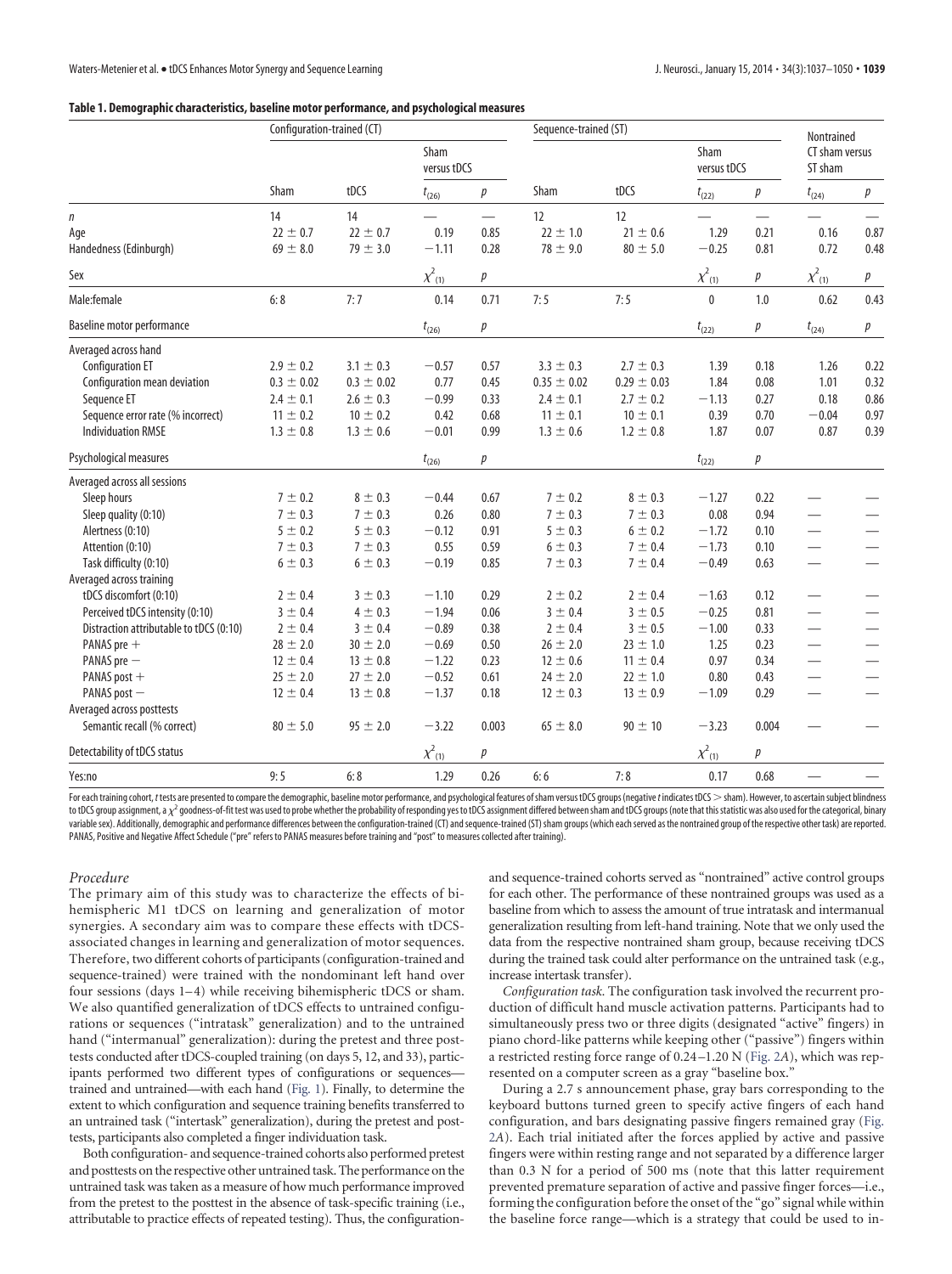**Table 1. Demographic characteristics, baseline motor performance, and psychological measures**

| | Configuration-trained (CT) | | | | Sequence-trained (ST) | | | | Nontrained | |
|---|---|---|---|---|---|---|---|---|---|---|
| | | | Sham versus tDCS | | | | Sham versus tDCS | | CT sham versus ST sham | |
| | Sham | tDCS | $t_{(26)}$ | $p$ | Sham | tDCS | $t_{(22)}$ | $p$ | $t_{(24)}$ | $p$ |
| $n$ | 14 | 14 | — | — | 12 | 12 | — | — | — | — |
| Age | 22 ± 0.7 | 22 ± 0.7 | 0.19 | 0.85 | 22 ± 1.0 | 21 ± 0.6 | 1.29 | 0.21 | 0.16 | 0.87 |
| Handedness (Edinburgh) | 69 ± 8.0 | 79 ± 3.0 | −1.11 | 0.28 | 78 ± 9.0 | 80 ± 5.0 | −0.25 | 0.81 | 0.72 | 0.48 |
| Sex | | | $\chi^2_{(1)}$ | $p$ | | | $\chi^2_{(1)}$ | $p$ | $\chi^2_{(1)}$ | $p$ |
| Male:female | 6:8 | 7:7 | 0.14 | 0.71 | 7:5 | 7:5 | 0 | 1.0 | 0.62 | 0.43 |
| Baseline motor performance | | | $t_{(26)}$ | $p$ | | | $t_{(22)}$ | $p$ | $t_{(24)}$ | $p$ |
| Averaged across hand | | | | | | | | | | |
| Configuration ET | 2.9 ± 0.2 | 3.1 ± 0.3 | −0.57 | 0.57 | 3.3 ± 0.3 | 2.7 ± 0.3 | 1.39 | 0.18 | 1.26 | 0.22 |
| Configuration mean deviation | 0.3 ± 0.02 | 0.3 ± 0.02 | 0.77 | 0.45 | 0.35 ± 0.02 | 0.29 ± 0.03 | 1.84 | 0.08 | 1.01 | 0.32 |
| Sequence ET | 2.4 ± 0.1 | 2.6 ± 0.3 | −0.99 | 0.33 | 2.4 ± 0.1 | 2.7 ± 0.2 | −1.13 | 0.27 | 0.18 | 0.86 |
| Sequence error rate (% incorrect) | 11 ± 0.2 | 10 ± 0.2 | 0.42 | 0.68 | 11 ± 0.1 | 10 ± 0.1 | 0.39 | 0.70 | −0.04 | 0.97 |
| Individuation RMSE | 1.3 ± 0.8 | 1.3 ± 0.6 | −0.01 | 0.99 | 1.3 ± 0.6 | 1.2 ± 0.8 | 1.87 | 0.07 | 0.87 | 0.39 |
| Psychological measures | | | $t_{(26)}$ | $p$ | | | $t_{(22)}$ | $p$ | | |
| Averaged across all sessions | | | | | | | | | | |
| Sleep hours | 7 ± 0.2 | 8 ± 0.3 | −0.44 | 0.67 | 7 ± 0.2 | 8 ± 0.3 | −1.27 | 0.22 | — | — |
| Sleep quality (0:10) | 7 ± 0.3 | 7 ± 0.3 | 0.26 | 0.80 | 7 ± 0.3 | 7 ± 0.3 | 0.08 | 0.94 | — | — |
| Alertness (0:10) | 5 ± 0.2 | 5 ± 0.3 | −0.12 | 0.91 | 5 ± 0.3 | 6 ± 0.2 | −1.72 | 0.10 | — | — |
| Attention (0:10) | 7 ± 0.3 | 7 ± 0.3 | 0.55 | 0.59 | 6 ± 0.3 | 7 ± 0.4 | −1.73 | 0.10 | — | — |
| Task difficulty (0:10) | 6 ± 0.3 | 6 ± 0.3 | −0.19 | 0.85 | 7 ± 0.3 | 7 ± 0.4 | −0.49 | 0.63 | — | — |
| Averaged across training | | | | | | | | | | |
| tDCS discomfort (0:10) | 2 ± 0.4 | 3 ± 0.3 | −1.10 | 0.29 | 2 ± 0.2 | 2 ± 0.4 | −1.63 | 0.12 | — | — |
| Perceived tDCS intensity (0:10) | 3 ± 0.4 | 4 ± 0.3 | −1.94 | 0.06 | 3 ± 0.4 | 3 ± 0.5 | −0.25 | 0.81 | — | — |
| Distraction attributable to tDCS (0:10) | 2 ± 0.4 | 3 ± 0.4 | −0.89 | 0.38 | 2 ± 0.4 | 3 ± 0.5 | −1.00 | 0.33 | — | — |
| PANAS pre + | 28 ± 2.0 | 30 ± 2.0 | −0.69 | 0.50 | 26 ± 2.0 | 23 ± 1.0 | 1.25 | 0.23 | — | — |
| PANAS pre − | 12 ± 0.4 | 13 ± 0.8 | −1.22 | 0.23 | 12 ± 0.6 | 11 ± 0.4 | 0.97 | 0.34 | — | — |
| PANAS post + | 25 ± 2.0 | 27 ± 2.0 | −0.52 | 0.61 | 24 ± 2.0 | 22 ± 1.0 | 0.80 | 0.43 | — | — |
| PANAS post − | 12 ± 0.4 | 13 ± 0.8 | −1.37 | 0.18 | 12 ± 0.3 | 13 ± 0.9 | −1.09 | 0.29 | — | — |
| Averaged across posttests | | | | | | | | | | |
| Semantic recall (% correct) | 80 ± 5.0 | 95 ± 2.0 | −3.22 | 0.003 | 65 ± 8.0 | 90 ± 10 | −3.23 | 0.004 | — | — |
| Detectability of tDCS status | | | $\chi^2_{(1)}$ | $p$ | | | $\chi^2_{(1)}$ | $p$ | | |
| Yes:no | 9:5 | 6:8 | 1.29 | 0.26 | 6:6 | 7:8 | 0.17 | 0.68 | — | — |

For each training cohort, $t$ tests are presented to compare the demographic, baseline motor performance, and psychological features of sham versus tDCS groups (negative $t$ indicates tDCS > sham). However, to ascertain subject blindness to tDCS group assignment, a $\chi^2$ goodness-of-fit test was used to probe whether the probability of responding yes to tDCS assignment differed between sham and tDCS groups (note that this statistic was also used for the categorical, binary variable sex). Additionally, demographic and performance differences between the configuration-trained (CT) and sequence-trained (ST) sham groups (which each served as the nontrained group of the respective other task) are reported. PANAS, Positive and Negative Affect Schedule ("pre" refers to PANAS measures before training and "post" to measures collected after training).

### *Procedure*

The primary aim of this study was to characterize the effects of bihemispheric M1 tDCS on learning and generalization of motor synergies. A secondary aim was to compare these effects with tDCS-associated changes in learning and generalization of motor sequences. Therefore, two different cohorts of participants (configuration-trained and sequence-trained) were trained with the nondominant left hand over four sessions (days 1–4) while receiving bihemispheric tDCS or sham. We also quantified generalization of tDCS effects to untrained configurations or sequences ("intratask" generalization) and to the untrained hand ("intermanual" generalization): during the pretest and three posttests conducted after tDCS-coupled training (on days 5, 12, and 33), participants performed two different types of configurations or sequences—trained and untrained—with each hand (Fig. 1). Finally, to determine the extent to which configuration and sequence training benefits transferred to an untrained task ("intertask" generalization), during the pretest and posttests, participants also completed a finger individuation task.

Both configuration- and sequence-trained cohorts also performed pretest and posttests on the respective other untrained task. The performance on the untrained task was taken as a measure of how much performance improved from the pretest to the posttest in the absence of task-specific training (i.e., attributable to practice effects of repeated testing). Thus, the configuration- and sequence-trained cohorts served as "nontrained" active control groups for each other. The performance of these nontrained groups was used as a baseline from which to assess the amount of true intratask and intermanual generalization resulting from left-hand training. Note that we only used the data from the respective nontrained sham group, because receiving tDCS during the trained task could alter performance on the untrained task (e.g., increase intertask transfer).

*Configuration task.* The configuration task involved the recurrent production of difficult hand muscle activation patterns. Participants had to simultaneously press two or three digits (designated "active" fingers) in piano chord-like patterns while keeping other ("passive") fingers within a restricted resting force range of 0.24–1.20 N (Fig. 2*A*), which was represented on a computer screen as a gray "baseline box."

During a 2.7 s announcement phase, gray bars corresponding to the keyboard buttons turned green to specify active fingers of each hand configuration, and bars designating passive fingers remained gray (Fig. 2*A*). Each trial initiated after the forces applied by active and passive fingers were within resting range and not separated by a difference larger than 0.3 N for a period of 500 ms (note that this latter requirement prevented premature separation of active and passive finger forces—i.e., forming the configuration before the onset of the "go" signal while within the baseline force range—which is a strategy that could be used to in-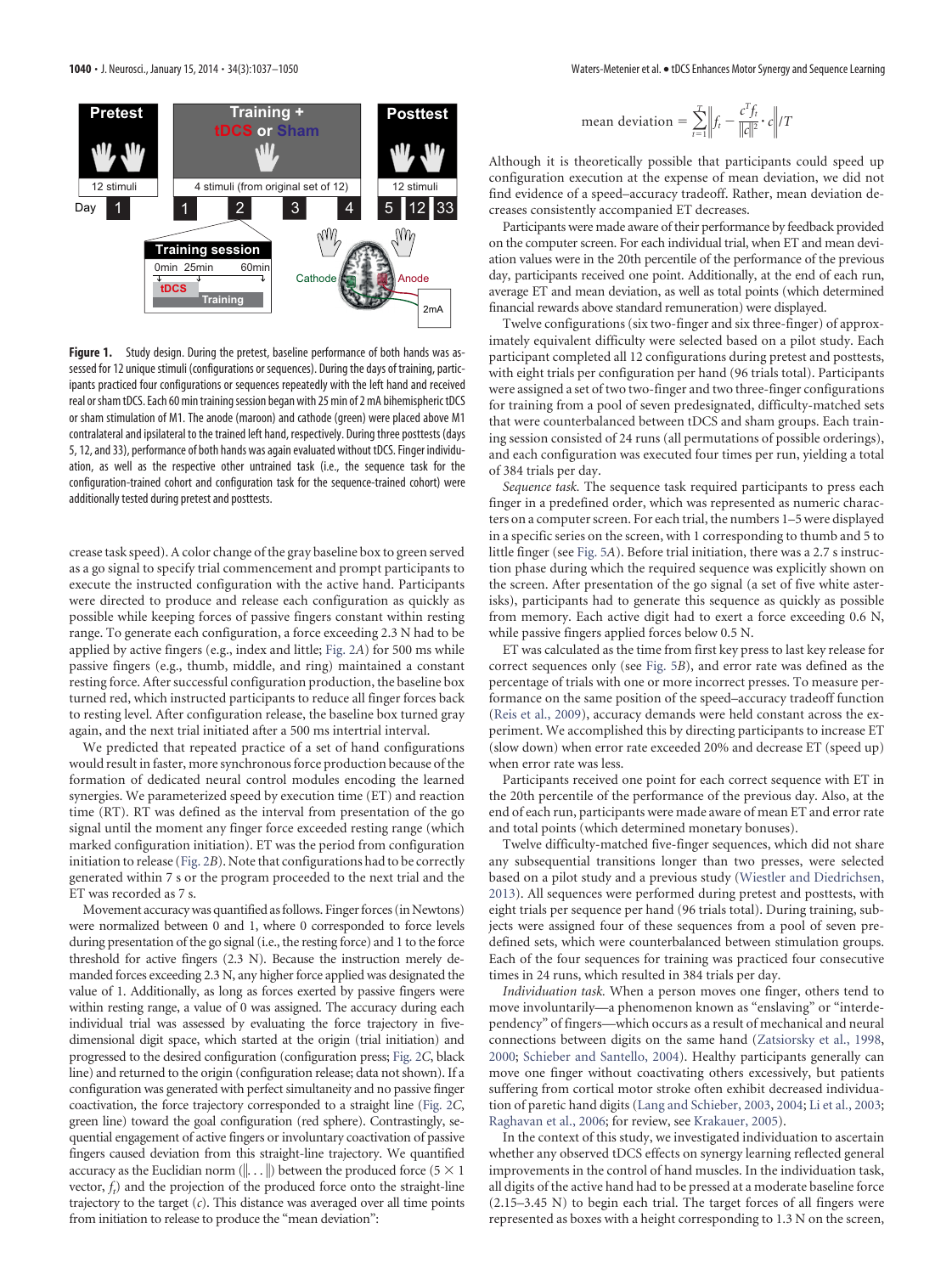Figure 1. Study design. During the pretest, baseline performance of both hands was assessed for 12 unique stimuli (configurations or sequences). During the days of training, participants practiced four configurations or sequences repeatedly with the left hand and received real or sham tDCS. Each 60 min training session began with 25 min of 2 mA bihemispheric tDCS or sham stimulation of M1. The anode (maroon) and cathode (green) were placed above M1 contralateral and ipsilateral to the trained left hand, respectively. During three posttests (days 5, 12, and 33), performance of both hands was again evaluated without tDCS. Finger individuation, as well as the respective other untrained task (i.e., the sequence task for the configuration-trained cohort and configuration task for the sequence-trained cohort) were additionally tested during pretest and posttests.

crease task speed). A color change of the gray baseline box to green served as a go signal to specify trial commencement and prompt participants to execute the instructed configuration with the active hand. Participants were directed to produce and release each configuration as quickly as possible while keeping forces of passive fingers constant within resting range. To generate each configuration, a force exceeding 2.3 N had to be applied by active fingers (e.g., index and little; Fig. 2A) for 500 ms while passive fingers (e.g., thumb, middle, and ring) maintained a constant resting force. After successful configuration production, the baseline box turned red, which instructed participants to reduce all finger forces back to resting level. After configuration release, the baseline box turned gray again, and the next trial initiated after a 500 ms intertrial interval.

We predicted that repeated practice of a set of hand configurations would result in faster, more synchronous force production because of the formation of dedicated neural control modules encoding the learned synergies. We parameterized speed by execution time (ET) and reaction time (RT). RT was defined as the interval from presentation of the go signal until the moment any finger force exceeded resting range (which marked configuration initiation). ET was the period from configuration initiation to release (Fig. 2B). Note that configurations had to be correctly generated within 7 s or the program proceeded to the next trial and the ET was recorded as 7 s.

Movement accuracy was quantified as follows. Finger forces (in Newtons) were normalized between 0 and 1, where 0 corresponded to force levels during presentation of the go signal (i.e., the resting force) and 1 to the force threshold for active fingers (2.3 N). Because the instruction merely demanded forces exceeding 2.3 N, any higher force applied was designated the value of 1. Additionally, as long as forces exerted by passive fingers were within resting range, a value of 0 was assigned. The accuracy during each individual trial was assessed by evaluating the force trajectory in five-dimensional digit space, which started at the origin (trial initiation) and progressed to the desired configuration (configuration press; Fig. 2C, black line) and returned to the origin (configuration release; data not shown). If a configuration was generated with perfect simultaneity and no passive finger coactivation, the force trajectory corresponded to a straight line (Fig. 2C, green line) toward the goal configuration (red sphere). Contrastingly, sequential engagement of active fingers or involuntary coactivation of passive fingers caused deviation from this straight-line trajectory. We quantified accuracy as the Euclidian norm ($\|\ldots\|$) between the produced force ($5 \times 1$ vector, $f_t$) and the projection of the produced force onto the straight-line trajectory to the target ($c$). This distance was averaged over all time points from initiation to release to produce the "mean deviation":

$$\text{mean deviation} = \sum_{t=1}^{T} \left\| f_t - \frac{c^T f_t}{\|c\|^2} \cdot c \right\| / T$$

Although it is theoretically possible that participants could speed up configuration execution at the expense of mean deviation, we did not find evidence of a speed–accuracy tradeoff. Rather, mean deviation decreases consistently accompanied ET decreases.

Participants were made aware of their performance by feedback provided on the computer screen. For each individual trial, when ET and mean deviation values were in the 20th percentile of the performance of the previous day, participants received one point. Additionally, at the end of each run, average ET and mean deviation, as well as total points (which determined financial rewards above standard remuneration) were displayed.

Twelve configurations (six two-finger and six three-finger) of approximately equivalent difficulty were selected based on a pilot study. Each participant completed all 12 configurations during pretest and posttests, with eight trials per configuration per hand (96 trials total). Participants were assigned a set of two two-finger and two three-finger configurations for training from a pool of seven predesignated, difficulty-matched sets that were counterbalanced between tDCS and sham groups. Each training session consisted of 24 runs (all permutations of possible orderings), and each configuration was executed four times per run, yielding a total of 384 trials per day.

*Sequence task.* The sequence task required participants to press each finger in a predefined order, which was represented as numeric characters on a computer screen. For each trial, the numbers 1–5 were displayed in a specific series on the screen, with 1 corresponding to thumb and 5 to little finger (see Fig. 5A). Before trial initiation, there was a 2.7 s instruction phase during which the required sequence was explicitly shown on the screen. After presentation of the go signal (a set of five white asterisks), participants had to generate this sequence as quickly as possible from memory. Each active digit had to exert a force exceeding 0.6 N, while passive fingers applied forces below 0.5 N.

ET was calculated as the time from first key press to last key release for correct sequences only (see Fig. 5B), and error rate was defined as the percentage of trials with one or more incorrect presses. To measure performance on the same position of the speed–accuracy tradeoff function (Reis et al., 2009), accuracy demands were held constant across the experiment. We accomplished this by directing participants to increase ET (slow down) when error rate exceeded 20% and decrease ET (speed up) when error rate was less.

Participants received one point for each correct sequence with ET in the 20th percentile of the performance of the previous day. Also, at the end of each run, participants were made aware of mean ET and error rate and total points (which determined monetary bonuses).

Twelve difficulty-matched five-finger sequences, which did not share any subsequential transitions longer than two presses, were selected based on a pilot study and a previous study (Wiestler and Diedrichsen, 2013). All sequences were performed during pretest and posttests, with eight trials per sequence per hand (96 trials total). During training, subjects were assigned four of these sequences from a pool of seven predefined sets, which were counterbalanced between stimulation groups. Each of the four sequences for training was practiced four consecutive times in 24 runs, which resulted in 384 trials per day.

*Individuation task.* When a person moves one finger, others tend to move involuntarily—a phenomenon known as "enslaving" or "interdependency" of fingers—which occurs as a result of mechanical and neural connections between digits on the same hand (Zatsiorsky et al., 1998, 2000; Schieber and Santello, 2004). Healthy participants generally can move one finger without coactivating others excessively, but patients suffering from cortical motor stroke often exhibit decreased individuation of paretic hand digits (Lang and Schieber, 2003, 2004; Li et al., 2003; Raghavan et al., 2006; for review, see Krakauer, 2005).

In the context of this study, we investigated individuation to ascertain whether any observed tDCS effects on synergy learning reflected general improvements in the control of hand muscles. In the individuation task, all digits of the active hand had to be pressed at a moderate baseline force (2.15–3.45 N) to begin each trial. The target forces of all fingers were represented as boxes with a height corresponding to 1.3 N on the screen,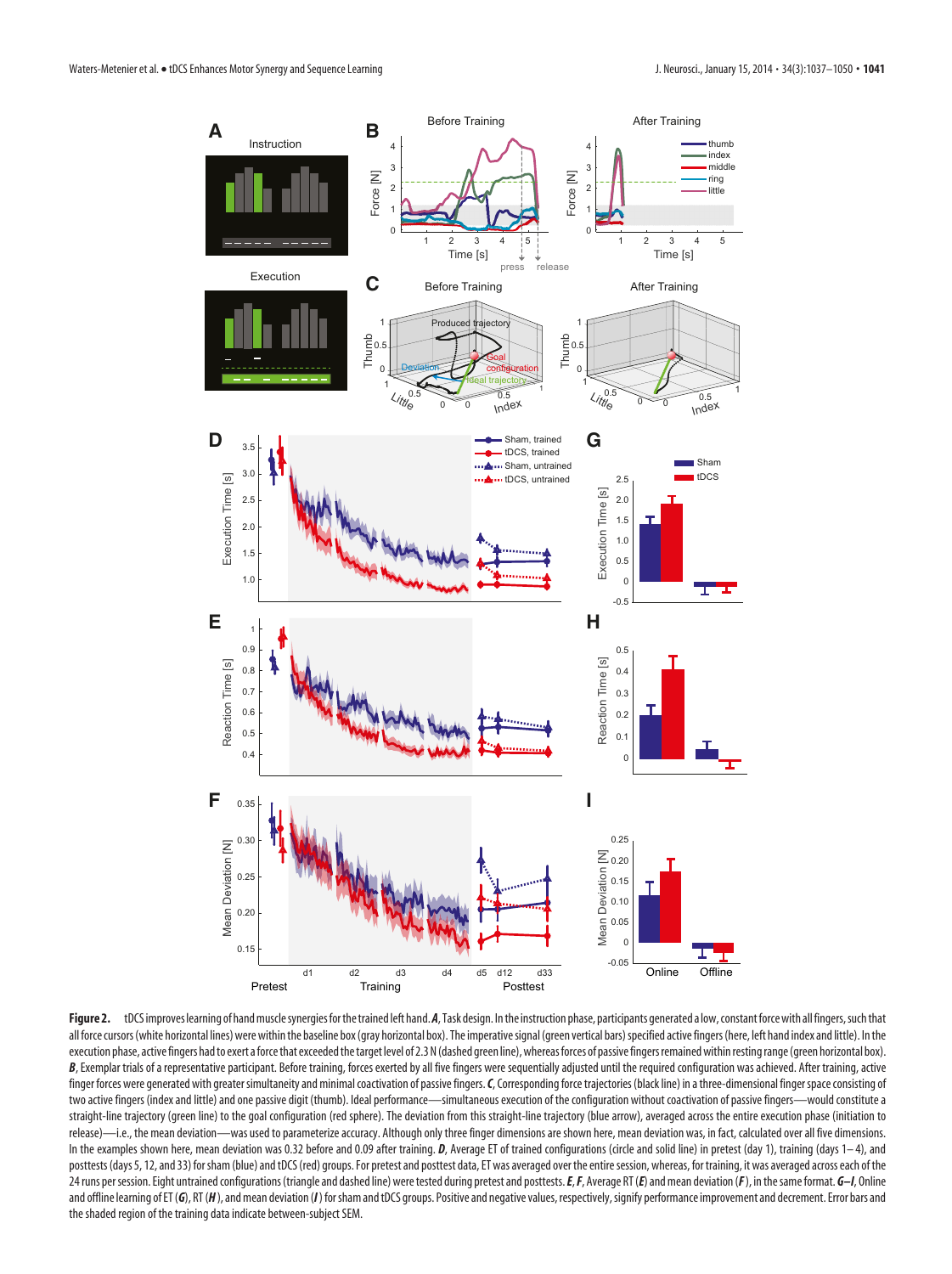A

Instruction

Execution

B

Before Training

After Training

Force [N]

Time [s]

press

release

thumb
index
middle
ring
little

C

Before Training

After Training

Produced trajectory

Goal configuration

Deviation

Ideal trajectory

Thumb

Little

Index

D

Execution Time [s]

Sham, trained
tDCS, trained
Sham, untrained
tDCS, untrained

G

Sham
tDCS

Execution Time [s]

E

Reaction Time [s]

H

Reaction Time [s]

F

Mean Deviation [N]

I

Mean Deviation [N]

d1 d2 d3 d4 d5 d12 d33

Pretest Training Posttest

Online Offline

**Figure 2.** tDCS improves learning of hand muscle synergies for the trained left hand. ***A***, Task design. In the instruction phase, participants generated a low, constant force with all fingers, such that all force cursors (white horizontal lines) were within the baseline box (gray horizontal box). The imperative signal (green vertical bars) specified active fingers (here, left hand index and little). In the execution phase, active fingers had to exert a force that exceeded the target level of 2.3 N (dashed green line), whereas forces of passive fingers remained within resting range (green horizontal box). ***B***, Exemplar trials of a representative participant. Before training, forces exerted by all five fingers were sequentially adjusted until the required configuration was achieved. After training, active finger forces were generated with greater simultaneity and minimal coactivation of passive fingers. ***C***, Corresponding force trajectories (black line) in a three-dimensional finger space consisting of two active fingers (index and little) and one passive digit (thumb). Ideal performance—simultaneous execution of the configuration without coactivation of passive fingers—would constitute a straight-line trajectory (green line) to the goal configuration (red sphere). The deviation from this straight-line trajectory (blue arrow), averaged across the entire execution phase (initiation to release)—i.e., the mean deviation—was used to parameterize accuracy. Although only three finger dimensions are shown here, mean deviation was, in fact, calculated over all five dimensions. In the examples shown here, mean deviation was 0.32 before and 0.09 after training. ***D***, Average ET of trained configurations (circle and solid line) in pretest (day 1), training (days 1–4), and posttests (days 5, 12, and 33) for sham (blue) and tDCS (red) groups. For pretest and posttest data, ET was averaged over the entire session, whereas, for training, it was averaged across each of the 24 runs per session. Eight untrained configurations (triangle and dashed line) were tested during pretest and posttests. ***E***, ***F***, Average RT (***E***) and mean deviation (***F***), in the same format. ***G–I***, Online and offline learning of ET (***G***), RT (***H***), and mean deviation (***I***) for sham and tDCS groups. Positive and negative values, respectively, signify performance improvement and decrement. Error bars and the shaded region of the training data indicate between-subject SEM.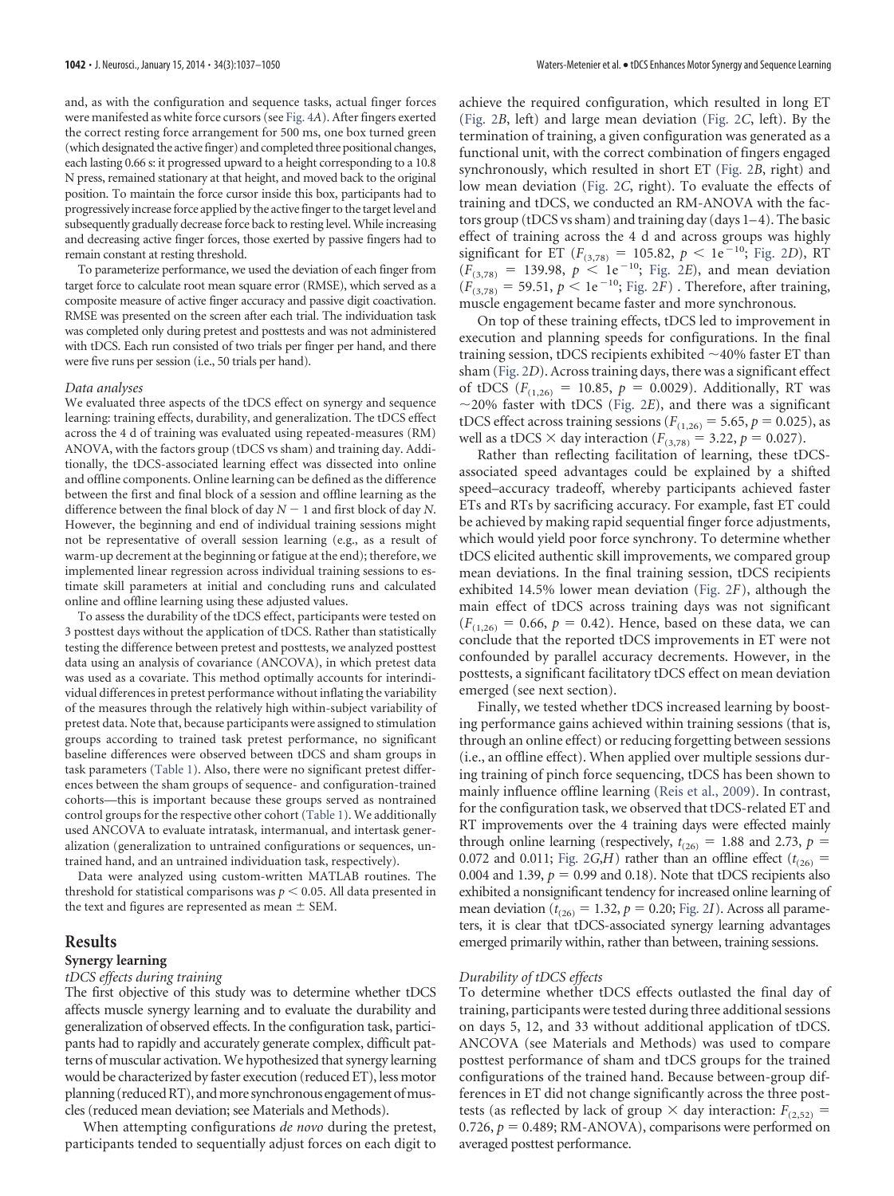and, as with the configuration and sequence tasks, actual finger forces were manifested as white force cursors (see Fig. 4A). After fingers exerted the correct resting force arrangement for 500 ms, one box turned green (which designated the active finger) and completed three positional changes, each lasting 0.66 s: it progressed upward to a height corresponding to a 10.8 N press, remained stationary at that height, and moved back to the original position. To maintain the force cursor inside this box, participants had to progressively increase force applied by the active finger to the target level and subsequently gradually decrease force back to resting level. While increasing and decreasing active finger forces, those exerted by passive fingers had to remain constant at resting threshold.

To parameterize performance, we used the deviation of each finger from target force to calculate root mean square error (RMSE), which served as a composite measure of active finger accuracy and passive digit coactivation. RMSE was presented on the screen after each trial. The individuation task was completed only during pretest and posttests and was not administered with tDCS. Each run consisted of two trials per finger per hand, and there were five runs per session (i.e., 50 trials per hand).

*Data analyses*

We evaluated three aspects of the tDCS effect on synergy and sequence learning: training effects, durability, and generalization. The tDCS effect across the 4 d of training was evaluated using repeated-measures (RM) ANOVA, with the factors group (tDCS vs sham) and training day. Additionally, the tDCS-associated learning effect was dissected into online and offline components. Online learning can be defined as the difference between the first and final block of a session and offline learning as the difference between the final block of day $N - 1$ and first block of day $N$. However, the beginning and end of individual training sessions might not be representative of overall session learning (e.g., as a result of warm-up decrement at the beginning or fatigue at the end); therefore, we implemented linear regression across individual training sessions to estimate skill parameters at initial and concluding runs and calculated online and offline learning using these adjusted values.

To assess the durability of the tDCS effect, participants were tested on 3 posttest days without the application of tDCS. Rather than statistically testing the difference between pretest and posttests, we analyzed posttest data using an analysis of covariance (ANCOVA), in which pretest data was used as a covariate. This method optimally accounts for interindividual differences in pretest performance without inflating the variability of the measures through the relatively high within-subject variability of pretest data. Note that, because participants were assigned to stimulation groups according to trained task pretest performance, no significant baseline differences were observed between tDCS and sham groups in task parameters (Table 1). Also, there were no significant pretest differences between the sham groups of sequence- and configuration-trained cohorts—this is important because these groups served as nontrained control groups for the respective other cohort (Table 1). We additionally used ANCOVA to evaluate intratask, intermanual, and intertask generalization (generalization to untrained configurations or sequences, untrained hand, and an untrained individuation task, respectively).

Data were analyzed using custom-written MATLAB routines. The threshold for statistical comparisons was $p < 0.05$. All data presented in the text and figures are represented as mean ± SEM.

## Results

### Synergy learning

*tDCS effects during training*

The first objective of this study was to determine whether tDCS affects muscle synergy learning and to evaluate the durability and generalization of observed effects. In the configuration task, participants had to rapidly and accurately generate complex, difficult patterns of muscular activation. We hypothesized that synergy learning would be characterized by faster execution (reduced ET), less motor planning (reduced RT), and more synchronous engagement of muscles (reduced mean deviation; see Materials and Methods).

When attempting configurations *de novo* during the pretest, participants tended to sequentially adjust forces on each digit to achieve the required configuration, which resulted in long ET (Fig. 2B, left) and large mean deviation (Fig. 2C, left). By the termination of training, a given configuration was generated as a functional unit, with the correct combination of fingers engaged synchronously, which resulted in short ET (Fig. 2B, right) and low mean deviation (Fig. 2C, right). To evaluate the effects of training and tDCS, we conducted an RM-ANOVA with the factors group (tDCS vs sham) and training day (days 1–4). The basic effect of training across the 4 d and across groups was highly significant for ET ($F_{(3,78)} = 105.82$, $p < 1e^{-10}$; Fig. 2D), RT ($F_{(3,78)} = 139.98$, $p < 1e^{-10}$; Fig. 2E), and mean deviation ($F_{(3,78)} = 59.51$, $p < 1e^{-10}$; Fig. 2F) . Therefore, after training, muscle engagement became faster and more synchronous.

On top of these training effects, tDCS led to improvement in execution and planning speeds for configurations. In the final training session, tDCS recipients exhibited ~40% faster ET than sham (Fig. 2D). Across training days, there was a significant effect of tDCS ($F_{(1,26)} = 10.85$, $p = 0.0029$). Additionally, RT was ~20% faster with tDCS (Fig. 2E), and there was a significant tDCS effect across training sessions ($F_{(1,26)} = 5.65$, $p = 0.025$), as well as a tDCS × day interaction ($F_{(3,78)} = 3.22$, $p = 0.027$).

Rather than reflecting facilitation of learning, these tDCS-associated speed advantages could be explained by a shifted speed–accuracy tradeoff, whereby participants achieved faster ETs and RTs by sacrificing accuracy. For example, fast ET could be achieved by making rapid sequential finger force adjustments, which would yield poor force synchrony. To determine whether tDCS elicited authentic skill improvements, we compared group mean deviations. In the final training session, tDCS recipients exhibited 14.5% lower mean deviation (Fig. 2F), although the main effect of tDCS across training days was not significant ($F_{(1,26)} = 0.66$, $p = 0.42$). Hence, based on these data, we can conclude that the reported tDCS improvements in ET were not confounded by parallel accuracy decrements. However, in the posttests, a significant facilitatory tDCS effect on mean deviation emerged (see next section).

Finally, we tested whether tDCS increased learning by boosting performance gains achieved within training sessions (that is, through an online effect) or reducing forgetting between sessions (i.e., an offline effect). When applied over multiple sessions during training of pinch force sequencing, tDCS has been shown to mainly influence offline learning (Reis et al., 2009). In contrast, for the configuration task, we observed that tDCS-related ET and RT improvements over the 4 training days were effected mainly through online learning (respectively, $t_{(26)} = 1.88$ and 2.73, $p =$ 0.072 and 0.011; Fig. 2G,H) rather than an offline effect ($t_{(26)} =$ 0.004 and 1.39, $p = 0.99$ and 0.18). Note that tDCS recipients also exhibited a nonsignificant tendency for increased online learning of mean deviation ($t_{(26)} = 1.32$, $p = 0.20$; Fig. 2I). Across all parameters, it is clear that tDCS-associated synergy learning advantages emerged primarily within, rather than between, training sessions.

*Durability of tDCS effects*

To determine whether tDCS effects outlasted the final day of training, participants were tested during three additional sessions on days 5, 12, and 33 without additional application of tDCS. ANCOVA (see Materials and Methods) was used to compare posttest performance of sham and tDCS groups for the trained configurations of the trained hand. Because between-group differences in ET did not change significantly across the three posttests (as reflected by lack of group × day interaction: $F_{(2,52)} =$ 0.726, $p = 0.489$; RM-ANOVA), comparisons were performed on averaged posttest performance.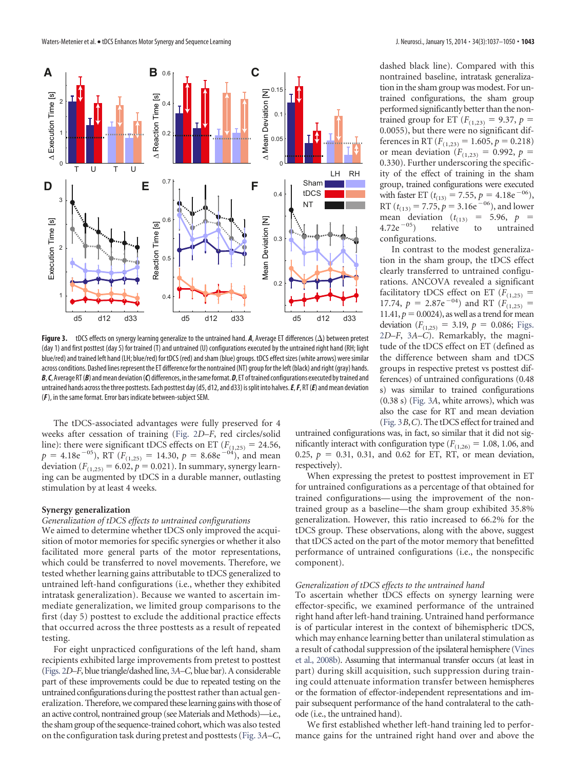A
Δ Execution Time [s]
2
1
0
T U T U

B
Δ Reaction Time [s]
0.6
0.4
0.2
0

C
Δ Mean Deviation [N]
0.15
0.1
0.05
0

LH RH
Sham
tDCS
NT

D
Execution Time [s]
3
2
1
d5 d12 d33

E
Reaction Time [s]
0.7
0.6
0.5
0.4
d5 d12 d33

F
Mean Deviation [N]
0.4
0.3
0.2
d5 d12 d33

**Figure 3.** tDCS effects on synergy learning generalize to the untrained hand. ***A***, Average ET differences (Δ) between pretest (day 1) and first posttest (day 5) for trained (T) and untrained (U) configurations executed by the untrained right hand (RH; light blue/red) and trained left hand (LH; blue/red) for tDCS (red) and sham (blue) groups. tDCS effect sizes (white arrows) were similar across conditions. Dashed lines represent the ET difference for the nontrained (NT) group for the left (black) and right (gray) hands. ***B***, ***C***, Average RT (***B***) and mean deviation (***C***) differences, in the same format. ***D***, ET of trained configurations executed by trained and untrained hands across the three posttests. Each posttest day (d5, d12, and d33) is split into halves. ***E***, ***F***, RT (***E***) and mean deviation (***F***), in the same format. Error bars indicate between-subject SEM.

The tDCS-associated advantages were fully preserved for 4 weeks after cessation of training (Fig. 2*D*–*F*, red circles/solid line): there were significant tDCS effects on ET ($F_{(1,25)}$ = 24.56, $p$ = 4.18e$^{-05}$), RT ($F_{(1,25)}$ = 14.30, $p$ = 8.68e$^{-04}$), and mean deviation ($F_{(1,25)}$ = 6.02, $p$ = 0.021). In summary, synergy learning can be augmented by tDCS in a durable manner, outlasting stimulation by at least 4 weeks.

### Synergy generalization

*Generalization of tDCS effects to untrained configurations*

We aimed to determine whether tDCS only improved the acquisition of motor memories for specific synergies or whether it also facilitated more general parts of the motor representations, which could be transferred to novel movements. Therefore, we tested whether learning gains attributable to tDCS generalized to untrained left-hand configurations (i.e., whether they exhibited intratask generalization). Because we wanted to ascertain immediate generalization, we limited group comparisons to the first (day 5) posttest to exclude the additional practice effects that occurred across the three posttests as a result of repeated testing.

For eight unpracticed configurations of the left hand, sham recipients exhibited large improvements from pretest to posttest (Figs. 2*D*–*F*, blue triangle/dashed line, 3*A*–*C*, blue bar). A considerable part of these improvements could be due to repeated testing on the untrained configurations during the posttest rather than actual generalization. Therefore, we compared these learning gains with those of an active control, nontrained group (see Materials and Methods)—i.e., the sham group of the sequence-trained cohort, which was also tested on the configuration task during pretest and posttests (Fig. 3*A*–*C*, dashed black line). Compared with this nontrained baseline, intratask generalization in the sham group was modest. For untrained configurations, the sham group performed significantly better than the nontrained group for ET ($F_{(1,23)}$ = 9.37, $p$ = 0.0055), but there were no significant differences in RT ($F_{(1,23)}$ = 1.605, $p$ = 0.218) or mean deviation ($F_{(1,23)}$ = 0.992, $p$ = 0.330). Further underscoring the specificity of the effect of training in the sham group, trained configurations were executed with faster ET ($t_{(13)}$ = 7.55, $p$ = 4.18e$^{-06}$), RT ($t_{(13)}$ = 7.75, $p$ = 3.16e$^{-06}$), and lower mean deviation ($t_{(13)}$ = 5.96, $p$ = 4.72e$^{-05}$) relative to untrained configurations.

In contrast to the modest generalization in the sham group, the tDCS effect clearly transferred to untrained configurations. ANCOVA revealed a significant facilitatory tDCS effect on ET ($F_{(1,25)}$ = 17.74, $p$ = 2.87e$^{-04}$) and RT ($F_{(1,25)}$ = 11.41, $p$ = 0.0024), as well as a trend for mean deviation ($F_{(1,25)}$ = 3.19, $p$ = 0.086; Figs. 2*D*–*F*, 3*A*–*C*). Remarkably, the magnitude of the tDCS effect on ET (defined as the difference between sham and tDCS groups in respective pretest vs posttest differences) of untrained configurations (0.48 s) was similar to trained configurations (0.38 s) (Fig. 3*A*, white arrows), which was also the case for RT and mean deviation (Fig. 3*B*,*C*). The tDCS effect for trained and untrained configurations was, in fact, so similar that it did not significantly interact with configuration type ($F_{(1,26)}$ = 1.08, 1.06, and 0.25, $p$ = 0.31, 0.31, and 0.62 for ET, RT, or mean deviation, respectively).

When expressing the pretest to posttest improvement in ET for untrained configurations as a percentage of that obtained for trained configurations—using the improvement of the nontrained group as a baseline—the sham group exhibited 35.8% generalization. However, this ratio increased to 66.2% for the tDCS group. These observations, along with the above, suggest that tDCS acted on the part of the motor memory that benefitted performance of untrained configurations (i.e., the nonspecific component).

*Generalization of tDCS effects to the untrained hand*

To ascertain whether tDCS effects on synergy learning were effector-specific, we examined performance of the untrained right hand after left-hand training. Untrained hand performance is of particular interest in the context of bihemispheric tDCS, which may enhance learning better than unilateral stimulation as a result of cathodal suppression of the ipsilateral hemisphere (Vines et al., 2008b). Assuming that intermanual transfer occurs (at least in part) during skill acquisition, such suppression during training could attenuate information transfer between hemispheres or the formation of effector-independent representations and impair subsequent performance of the hand contralateral to the cathode (i.e., the untrained hand).

We first established whether left-hand training led to performance gains for the untrained right hand over and above the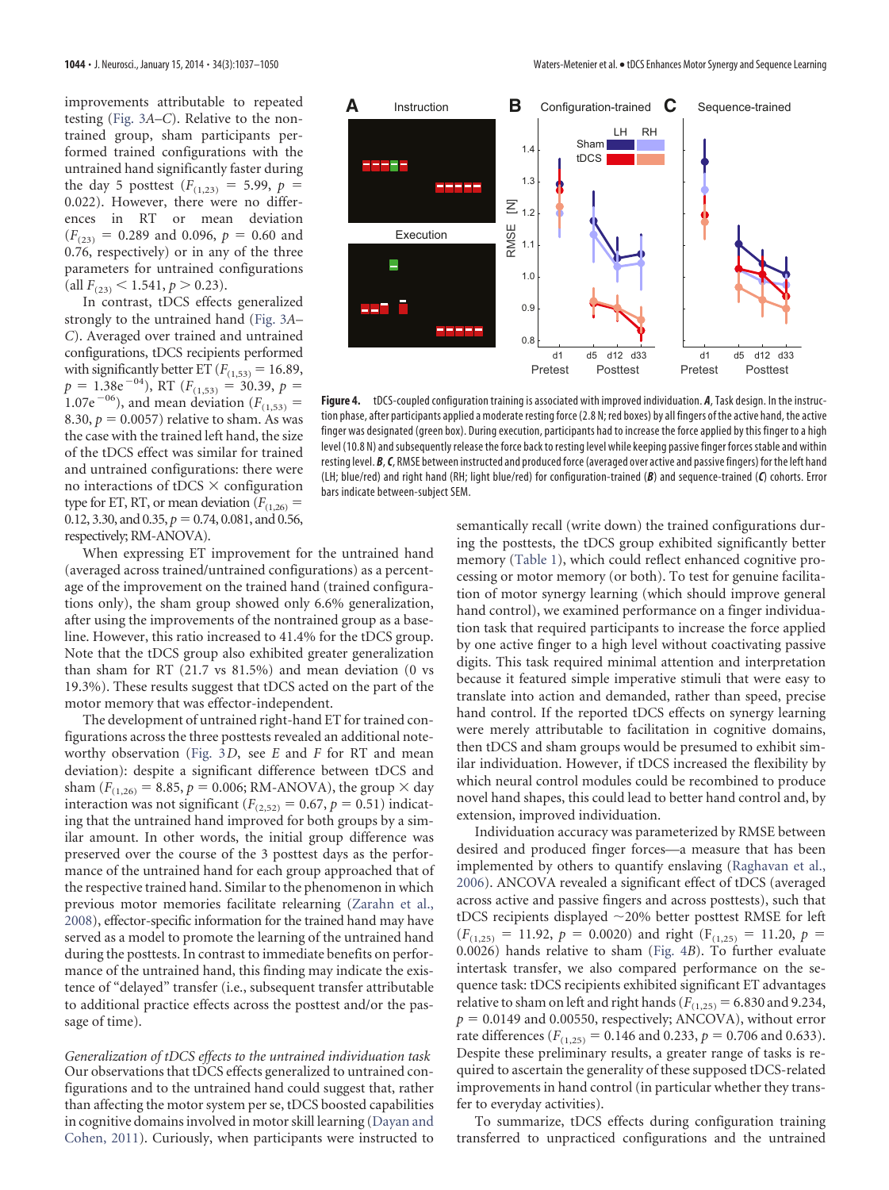improvements attributable to repeated testing (Fig. 3A–C). Relative to the nontrained group, sham participants performed trained configurations with the untrained hand significantly faster during the day 5 posttest ($F_{(1,23)} = 5.99$, $p = 0.022$). However, there were no differences in RT or mean deviation ($F_{(23)} = 0.289$ and 0.096, $p = 0.60$ and 0.76, respectively) or in any of the three parameters for untrained configurations (all $F_{(23)} < 1.541$, $p > 0.23$).

In contrast, tDCS effects generalized strongly to the untrained hand (Fig. 3A–C). Averaged over trained and untrained configurations, tDCS recipients performed with significantly better ET ($F_{(1,53)} = 16.89$, $p = 1.38e^{-04}$), RT ($F_{(1,53)} = 30.39$, $p = 1.07e^{-06}$), and mean deviation ($F_{(1,53)} = 8.30$, $p = 0.0057$) relative to sham. As was the case with the trained left hand, the size of the tDCS effect was similar for trained and untrained configurations: there were no interactions of tDCS × configuration type for ET, RT, or mean deviation ($F_{(1,26)} = 0.12$, 3.30, and 0.35, $p = 0.74$, 0.081, and 0.56, respectively; RM-ANOVA).

When expressing ET improvement for the untrained hand (averaged across trained/untrained configurations) as a percentage of the improvement on the trained hand (trained configurations only), the sham group showed only 6.6% generalization, after using the improvements of the nontrained group as a baseline. However, this ratio increased to 41.4% for the tDCS group. Note that the tDCS group also exhibited greater generalization than sham for RT (21.7 vs 81.5%) and mean deviation (0 vs 19.3%). These results suggest that tDCS acted on the part of the motor memory that was effector-independent.

The development of untrained right-hand ET for trained configurations across the three posttests revealed an additional noteworthy observation (Fig. 3D, see E and F for RT and mean deviation): despite a significant difference between tDCS and sham ($F_{(1,26)} = 8.85$, $p = 0.006$; RM-ANOVA), the group × day interaction was not significant ($F_{(2,52)} = 0.67$, $p = 0.51$) indicating that the untrained hand improved for both groups by a similar amount. In other words, the initial group difference was preserved over the course of the 3 posttest days as the performance of the untrained hand for each group approached that of the respective trained hand. Similar to the phenomenon in which previous motor memories facilitate relearning (Zarahn et al., 2008), effector-specific information for the trained hand may have served as a model to promote the learning of the untrained hand during the posttests. In contrast to immediate benefits on performance of the untrained hand, this finding may indicate the existence of "delayed" transfer (i.e., subsequent transfer attributable to additional practice effects across the posttest and/or the passage of time).

*Generalization of tDCS effects to the untrained individuation task*

Our observations that tDCS effects generalized to untrained configurations and to the untrained hand could suggest that, rather than affecting the motor system per se, tDCS boosted capabilities in cognitive domains involved in motor skill learning (Dayan and Cohen, 2011). Curiously, when participants were instructed to semantically recall (write down) the trained configurations during the posttests, the tDCS group exhibited significantly better memory (Table 1), which could reflect enhanced cognitive processing or motor memory (or both). To test for genuine facilitation of motor synergy learning (which should improve general hand control), we examined performance on a finger individuation task that required participants to increase the force applied by one active finger to a high level without coactivating passive digits. This task required minimal attention and interpretation because it featured simple imperative stimuli that were easy to translate into action and demanded, rather than speed, precise hand control. If the reported tDCS effects on synergy learning were merely attributable to facilitation in cognitive domains, then tDCS and sham groups would be presumed to exhibit similar individuation. However, if tDCS increased the flexibility by which neural control modules could be recombined to produce novel hand shapes, this could lead to better hand control and, by extension, improved individuation.

A
Instruction
Execution
B
Configuration-trained
LH RH
Sham
tDCS
RMSE [N]
1.4
1.3
1.2
1.1
1.0
0.9
0.8
d1
d5 d12 d33
Pretest
Posttest
C
Sequence-trained
d1
d5 d12 d33
Pretest
Posttest

**Figure 4.** tDCS-coupled configuration training is associated with improved individuation. ***A***, Task design. In the instruction phase, after participants applied a moderate resting force (2.8 N; red boxes) by all fingers of the active hand, the active finger was designated (green box). During execution, participants had to increase the force applied by this finger to a high level (10.8 N) and subsequently release the force back to resting level while keeping passive finger forces stable and within resting level. ***B***, ***C***, RMSE between instructed and produced force (averaged over active and passive fingers) for the left hand (LH; blue/red) and right hand (RH; light blue/red) for configuration-trained (***B***) and sequence-trained (***C***) cohorts. Error bars indicate between-subject SEM.

Individuation accuracy was parameterized by RMSE between desired and produced finger forces—a measure that has been implemented by others to quantify enslaving (Raghavan et al., 2006). ANCOVA revealed a significant effect of tDCS (averaged across active and passive fingers and across posttests), such that tDCS recipients displayed ~20% better posttest RMSE for left ($F_{(1,25)} = 11.92$, $p = 0.0020$) and right ($F_{(1,25)} = 11.20$, $p = 0.0026$) hands relative to sham (Fig. 4B). To further evaluate intertask transfer, we also compared performance on the sequence task: tDCS recipients exhibited significant ET advantages relative to sham on left and right hands ($F_{(1,25)} = 6.830$ and 9.234, $p = 0.0149$ and 0.00550, respectively; ANCOVA), without error rate differences ($F_{(1,25)} = 0.146$ and 0.233, $p = 0.706$ and 0.633). Despite these preliminary results, a greater range of tasks is required to ascertain the generality of these supposed tDCS-related improvements in hand control (in particular whether they transfer to everyday activities).

To summarize, tDCS effects during configuration training transferred to unpracticed configurations and the untrained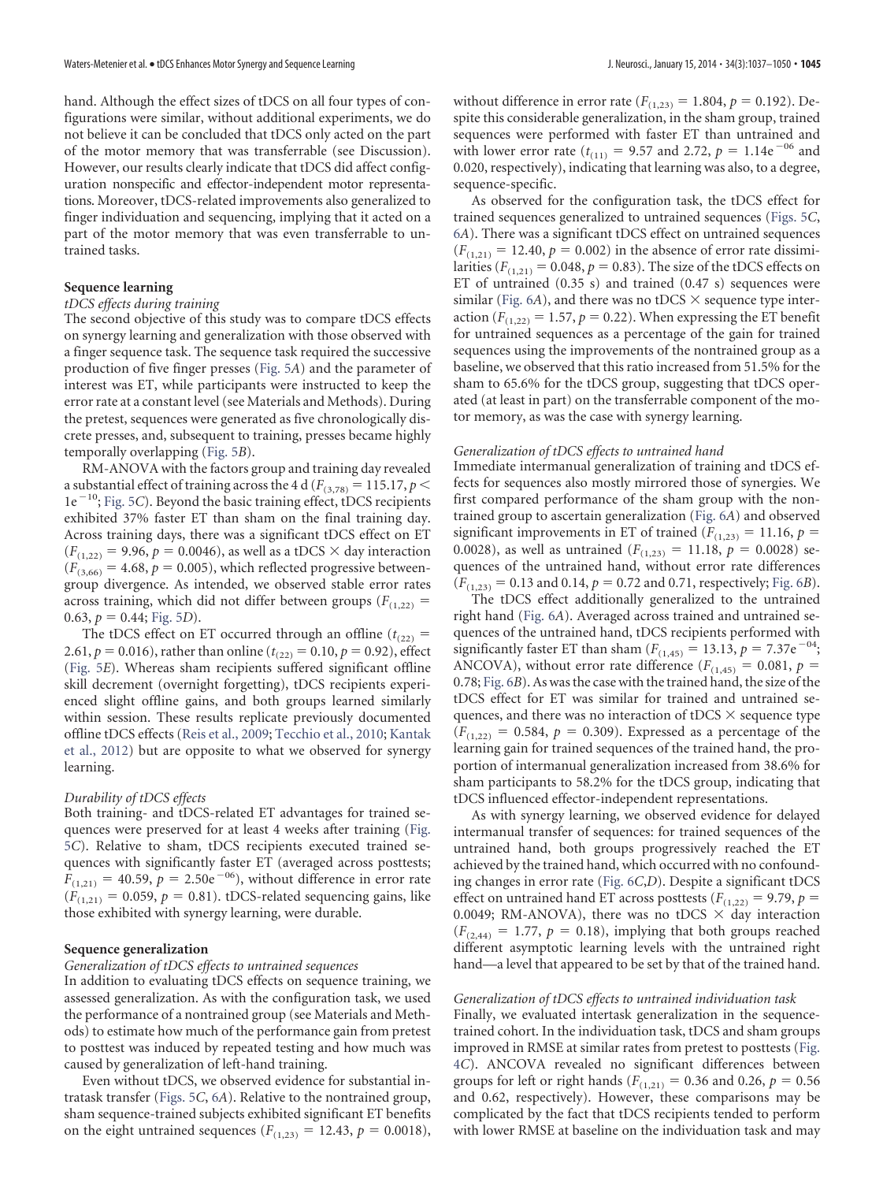hand. Although the effect sizes of tDCS on all four types of configurations were similar, without additional experiments, we do not believe it can be concluded that tDCS only acted on the part of the motor memory that was transferrable (see Discussion). However, our results clearly indicate that tDCS did affect configuration nonspecific and effector-independent motor representations. Moreover, tDCS-related improvements also generalized to finger individuation and sequencing, implying that it acted on a part of the motor memory that was even transferrable to untrained tasks.

## Sequence learning

### *tDCS effects during training*

The second objective of this study was to compare tDCS effects on synergy learning and generalization with those observed with a finger sequence task. The sequence task required the successive production of five finger presses (Fig. 5*A*) and the parameter of interest was ET, while participants were instructed to keep the error rate at a constant level (see Materials and Methods). During the pretest, sequences were generated as five chronologically discrete presses, and, subsequent to training, presses became highly temporally overlapping (Fig. 5*B*).

RM-ANOVA with the factors group and training day revealed a substantial effect of training across the 4 d ($F_{(3,78)} = 115.17$, $p < 1e^{-10}$; Fig. 5*C*). Beyond the basic training effect, tDCS recipients exhibited 37% faster ET than sham on the final training day. Across training days, there was a significant tDCS effect on ET ($F_{(1,22)} = 9.96$, $p = 0.0046$), as well as a tDCS × day interaction ($F_{(3,66)} = 4.68$, $p = 0.005$), which reflected progressive between-group divergence. As intended, we observed stable error rates across training, which did not differ between groups ($F_{(1,22)} = 0.63$, $p = 0.44$; Fig. 5*D*).

The tDCS effect on ET occurred through an offline ($t_{(22)} = 2.61$, $p = 0.016$), rather than online ($t_{(22)} = 0.10$, $p = 0.92$), effect (Fig. 5*E*). Whereas sham recipients suffered significant offline skill decrement (overnight forgetting), tDCS recipients experienced slight offline gains, and both groups learned similarly within session. These results replicate previously documented offline tDCS effects (Reis et al., 2009; Tecchio et al., 2010; Kantak et al., 2012) but are opposite to what we observed for synergy learning.

### *Durability of tDCS effects*

Both training- and tDCS-related ET advantages for trained sequences were preserved for at least 4 weeks after training (Fig. 5*C*). Relative to sham, tDCS recipients executed trained sequences with significantly faster ET (averaged across posttests; $F_{(1,21)} = 40.59$, $p = 2.50e^{-06}$), without difference in error rate ($F_{(1,21)} = 0.059$, $p = 0.81$). tDCS-related sequencing gains, like those exhibited with synergy learning, were durable.

## Sequence generalization

### *Generalization of tDCS effects to untrained sequences*

In addition to evaluating tDCS effects on sequence training, we assessed generalization. As with the configuration task, we used the performance of a nontrained group (see Materials and Methods) to estimate how much of the performance gain from pretest to posttest was induced by repeated testing and how much was caused by generalization of left-hand training.

Even without tDCS, we observed evidence for substantial intratask transfer (Figs. 5*C*, 6*A*). Relative to the nontrained group, sham sequence-trained subjects exhibited significant ET benefits on the eight untrained sequences ($F_{(1,23)} = 12.43$, $p = 0.0018$), without difference in error rate ($F_{(1,23)} = 1.804$, $p = 0.192$). Despite this considerable generalization, in the sham group, trained sequences were performed with faster ET than untrained and with lower error rate ($t_{(11)} = 9.57$ and 2.72, $p = 1.14e^{-06}$ and 0.020, respectively), indicating that learning was also, to a degree, sequence-specific.

As observed for the configuration task, the tDCS effect for trained sequences generalized to untrained sequences (Figs. 5*C*, 6*A*). There was a significant tDCS effect on untrained sequences ($F_{(1,21)} = 12.40$, $p = 0.002$) in the absence of error rate dissimilarities ($F_{(1,21)} = 0.048$, $p = 0.83$). The size of the tDCS effects on ET of untrained (0.35 s) and trained (0.47 s) sequences were similar (Fig. 6*A*), and there was no tDCS × sequence type interaction ($F_{(1,22)} = 1.57$, $p = 0.22$). When expressing the ET benefit for untrained sequences as a percentage of the gain for trained sequences using the improvements of the nontrained group as a baseline, we observed that this ratio increased from 51.5% for the sham to 65.6% for the tDCS group, suggesting that tDCS operated (at least in part) on the transferrable component of the motor memory, as was the case with synergy learning.

### *Generalization of tDCS effects to untrained hand*

Immediate intermanual generalization of training and tDCS effects for sequences also mostly mirrored those of synergies. We first compared performance of the sham group with the nontrained group to ascertain generalization (Fig. 6*A*) and observed significant improvements in ET of trained ($F_{(1,23)} = 11.16$, $p = 0.0028$), as well as untrained ($F_{(1,23)} = 11.18$, $p = 0.0028$) sequences of the untrained hand, without error rate differences ($F_{(1,23)} = 0.13$ and 0.14, $p = 0.72$ and 0.71, respectively; Fig. 6*B*).

The tDCS effect additionally generalized to the untrained right hand (Fig. 6*A*). Averaged across trained and untrained sequences of the untrained hand, tDCS recipients performed with significantly faster ET than sham ($F_{(1,45)} = 13.13$, $p = 7.37e^{-04}$; ANCOVA), without error rate difference ($F_{(1,45)} = 0.081$, $p = 0.78$; Fig. 6*B*). As was the case with the trained hand, the size of the tDCS effect for ET was similar for trained and untrained sequences, and there was no interaction of tDCS × sequence type ($F_{(1,22)} = 0.584$, $p = 0.309$). Expressed as a percentage of the learning gain for trained sequences of the trained hand, the proportion of intermanual generalization increased from 38.6% for sham participants to 58.2% for the tDCS group, indicating that tDCS influenced effector-independent representations.

As with synergy learning, we observed evidence for delayed intermanual transfer of sequences: for trained sequences of the untrained hand, both groups progressively reached the ET achieved by the trained hand, which occurred with no confounding changes in error rate (Fig. 6*C*,*D*). Despite a significant tDCS effect on untrained hand ET across posttests ($F_{(1,22)} = 9.79$, $p = 0.0049$; RM-ANOVA), there was no tDCS × day interaction ($F_{(2,44)} = 1.77$, $p = 0.18$), implying that both groups reached different asymptotic learning levels with the untrained right hand—a level that appeared to be set by that of the trained hand.

### *Generalization of tDCS effects to untrained individuation task*

Finally, we evaluated intertask generalization in the sequence-trained cohort. In the individuation task, tDCS and sham groups improved in RMSE at similar rates from pretest to posttests (Fig. 4*C*). ANCOVA revealed no significant differences between groups for left or right hands ($F_{(1,21)} = 0.36$ and 0.26, $p = 0.56$ and 0.62, respectively). However, these comparisons may be complicated by the fact that tDCS recipients tended to perform with lower RMSE at baseline on the individuation task and may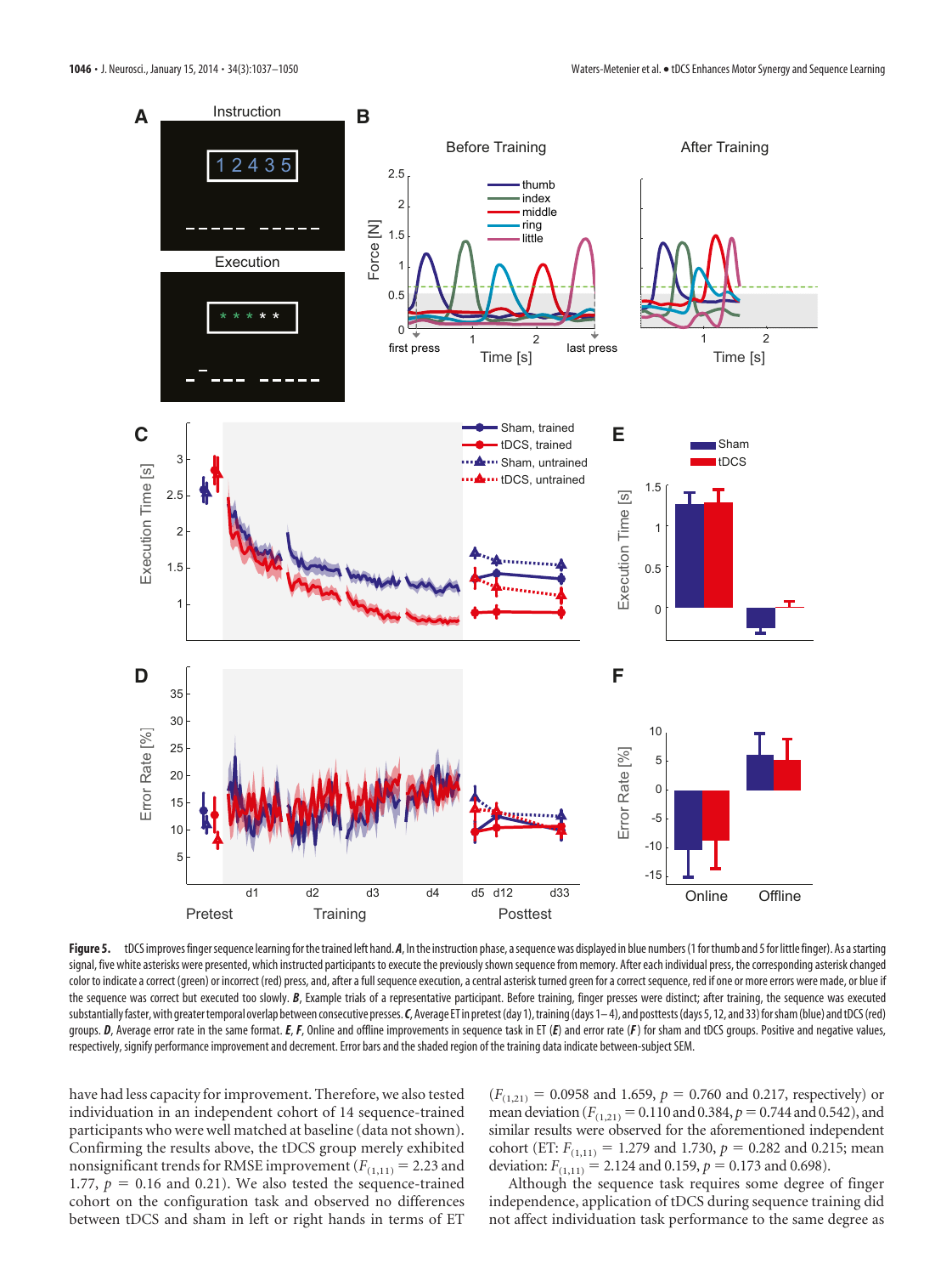A

Instruction

1 2 4 3 5

Execution

B

Before Training

After Training

thumb
index
middle
ring
little

Force [N]

2.5
2
1.5
1
0.5
0

first press
1
2
last press
Time [s]

1
2
Time [s]

C

Execution Time [s]

3
2.5
2
1.5
1

Sham, trained
tDCS, trained
Sham, untrained
tDCS, untrained

E

Sham
tDCS

Execution Time [s]

1.5
1
0.5
0

D

Error Rate [%]

35
30
25
20
15
10
5

d1 d2 d3 d4 d5 d12 d33

Pretest Training Posttest

F

Error Rate [%]

10
5
0
-5
-10
-15

Online Offline

**Figure 5.** tDCS improves finger sequence learning for the trained left hand. ***A***, In the instruction phase, a sequence was displayed in blue numbers (1 for thumb and 5 for little finger). As a starting signal, five white asterisks were presented, which instructed participants to execute the previously shown sequence from memory. After each individual press, the corresponding asterisk changed color to indicate a correct (green) or incorrect (red) press, and, after a full sequence execution, a central asterisk turned green for a correct sequence, red if one or more errors were made, or blue if the sequence was correct but executed too slowly. ***B***, Example trials of a representative participant. Before training, finger presses were distinct; after training, the sequence was executed substantially faster, with greater temporal overlap between consecutive presses. ***C***, Average ET in pretest (day 1), training (days 1–4), and posttests (days 5, 12, and 33) for sham (blue) and tDCS (red) groups. ***D***, Average error rate in the same format. ***E***, ***F***, Online and offline improvements in sequence task in ET (***E***) and error rate (***F***) for sham and tDCS groups. Positive and negative values, respectively, signify performance improvement and decrement. Error bars and the shaded region of the training data indicate between-subject SEM.

have had less capacity for improvement. Therefore, we also tested individuation in an independent cohort of 14 sequence-trained participants who were well matched at baseline (data not shown). Confirming the results above, the tDCS group merely exhibited nonsignificant trends for RMSE improvement ($F_{(1,11)} = 2.23$ and $1.77$, $p = 0.16$ and $0.21$). We also tested the sequence-trained cohort on the configuration task and observed no differences between tDCS and sham in left or right hands in terms of ET ($F_{(1,21)} = 0.0958$ and $1.659$, $p = 0.760$ and $0.217$, respectively) or mean deviation ($F_{(1,21)} = 0.110$ and $0.384$, $p = 0.744$ and $0.542$), and similar results were observed for the aforementioned independent cohort (ET: $F_{(1,11)} = 1.279$ and $1.730$, $p = 0.282$ and $0.215$; mean deviation: $F_{(1,11)} = 2.124$ and $0.159$, $p = 0.173$ and $0.698$).

Although the sequence task requires some degree of finger independence, application of tDCS during sequence training did not affect individuation task performance to the same degree as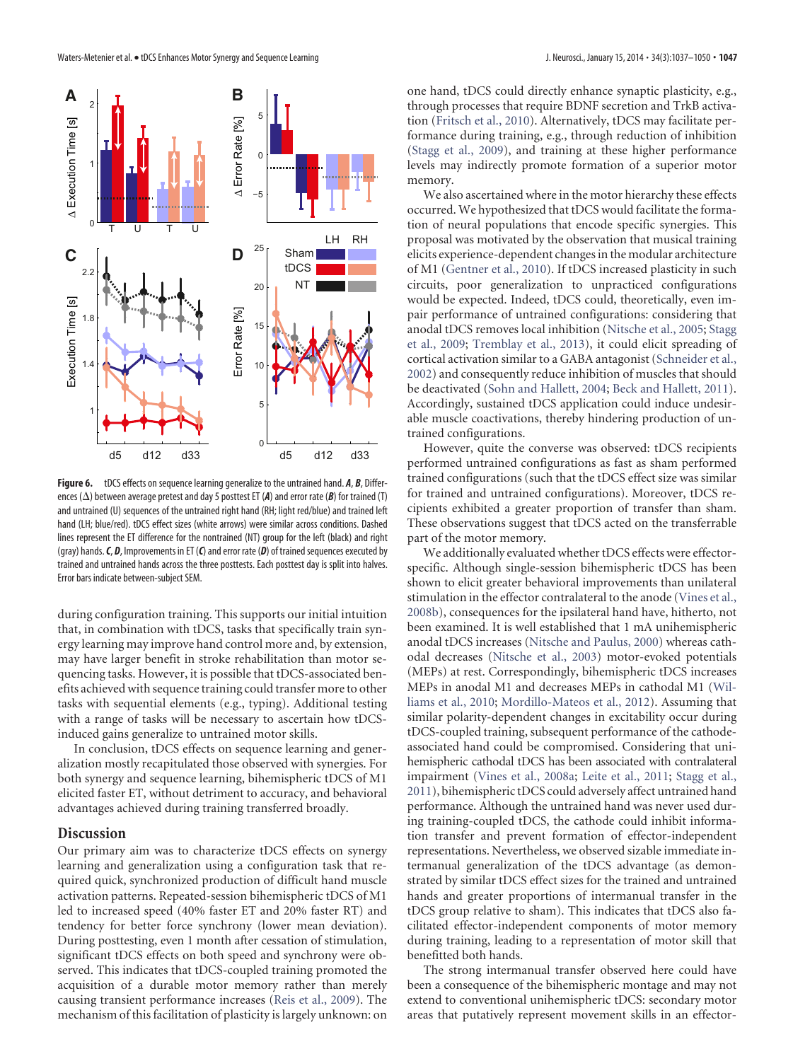A

2

1

0

Δ Execution Time [s]

T U T U

B

5

0

−5

Δ Error Rate [%]

C

2.2

1.8

1.4

1

Execution Time [s]

d5 d12 d33

D

LH RH

Sham

tDCS

NT

25

20

15

10

5

0

Error Rate [%]

d5 d12 d33

**Figure 6.** tDCS effects on sequence learning generalize to the untrained hand. ***A***, ***B***, Differences (Δ) between average pretest and day 5 posttest ET (***A***) and error rate (***B***) for trained (T) and untrained (U) sequences of the untrained right hand (RH; light red/blue) and trained left hand (LH; blue/red). tDCS effect sizes (white arrows) were similar across conditions. Dashed lines represent the ET difference for the nontrained (NT) group for the left (black) and right (gray) hands. ***C***, ***D***, Improvements in ET (***C***) and error rate (***D***) of trained sequences executed by trained and untrained hands across the three posttests. Each posttest day is split into halves. Error bars indicate between-subject SEM.

during configuration training. This supports our initial intuition that, in combination with tDCS, tasks that specifically train synergy learning may improve hand control more and, by extension, may have larger benefit in stroke rehabilitation than motor sequencing tasks. However, it is possible that tDCS-associated benefits achieved with sequence training could transfer more to other tasks with sequential elements (e.g., typing). Additional testing with a range of tasks will be necessary to ascertain how tDCS-induced gains generalize to untrained motor skills.

In conclusion, tDCS effects on sequence learning and generalization mostly recapitulated those observed with synergies. For both synergy and sequence learning, bihemispheric tDCS of M1 elicited faster ET, without detriment to accuracy, and behavioral advantages achieved during training transferred broadly.

## Discussion

Our primary aim was to characterize tDCS effects on synergy learning and generalization using a configuration task that required quick, synchronized production of difficult hand muscle activation patterns. Repeated-session bihemispheric tDCS of M1 led to increased speed (40% faster ET and 20% faster RT) and tendency for better force synchrony (lower mean deviation). During posttesting, even 1 month after cessation of stimulation, significant tDCS effects on both speed and synchrony were observed. This indicates that tDCS-coupled training promoted the acquisition of a durable motor memory rather than merely causing transient performance increases (Reis et al., 2009). The mechanism of this facilitation of plasticity is largely unknown: on one hand, tDCS could directly enhance synaptic plasticity, e.g., through processes that require BDNF secretion and TrkB activation (Fritsch et al., 2010). Alternatively, tDCS may facilitate performance during training, e.g., through reduction of inhibition (Stagg et al., 2009), and training at these higher performance levels may indirectly promote formation of a superior motor memory.

We also ascertained where in the motor hierarchy these effects occurred. We hypothesized that tDCS would facilitate the formation of neural populations that encode specific synergies. This proposal was motivated by the observation that musical training elicits experience-dependent changes in the modular architecture of M1 (Gentner et al., 2010). If tDCS increased plasticity in such circuits, poor generalization to unpracticed configurations would be expected. Indeed, tDCS could, theoretically, even impair performance of untrained configurations: considering that anodal tDCS removes local inhibition (Nitsche et al., 2005; Stagg et al., 2009; Tremblay et al., 2013), it could elicit spreading of cortical activation similar to a GABA antagonist (Schneider et al., 2002) and consequently reduce inhibition of muscles that should be deactivated (Sohn and Hallett, 2004; Beck and Hallett, 2011). Accordingly, sustained tDCS application could induce undesirable muscle coactivations, thereby hindering production of untrained configurations.

However, quite the converse was observed: tDCS recipients performed untrained configurations as fast as sham performed trained configurations (such that the tDCS effect size was similar for trained and untrained configurations). Moreover, tDCS recipients exhibited a greater proportion of transfer than sham. These observations suggest that tDCS acted on the transferrable part of the motor memory.

We additionally evaluated whether tDCS effects were effector-specific. Although single-session bihemispheric tDCS has been shown to elicit greater behavioral improvements than unilateral stimulation in the effector contralateral to the anode (Vines et al., 2008b), consequences for the ipsilateral hand have, hitherto, not been examined. It is well established that 1 mA unihemispheric anodal tDCS increases (Nitsche and Paulus, 2000) whereas cathodal decreases (Nitsche et al., 2003) motor-evoked potentials (MEPs) at rest. Correspondingly, bihemispheric tDCS increases MEPs in anodal M1 and decreases MEPs in cathodal M1 (Williams et al., 2010; Mordillo-Mateos et al., 2012). Assuming that similar polarity-dependent changes in excitability occur during tDCS-coupled training, subsequent performance of the cathode-associated hand could be compromised. Considering that unihemispheric cathodal tDCS has been associated with contralateral impairment (Vines et al., 2008a; Leite et al., 2011; Stagg et al., 2011), bihemispheric tDCS could adversely affect untrained hand performance. Although the untrained hand was never used during training-coupled tDCS, the cathode could inhibit information transfer and prevent formation of effector-independent representations. Nevertheless, we observed sizable immediate intermanual generalization of the tDCS advantage (as demonstrated by similar tDCS effect sizes for the trained and untrained hands and greater proportions of intermanual transfer in the tDCS group relative to sham). This indicates that tDCS also facilitated effector-independent components of motor memory during training, leading to a representation of motor skill that benefitted both hands.

The strong intermanual transfer observed here could have been a consequence of the bihemispheric montage and may not extend to conventional unihemispheric tDCS: secondary motor areas that putatively represent movement skills in an effector-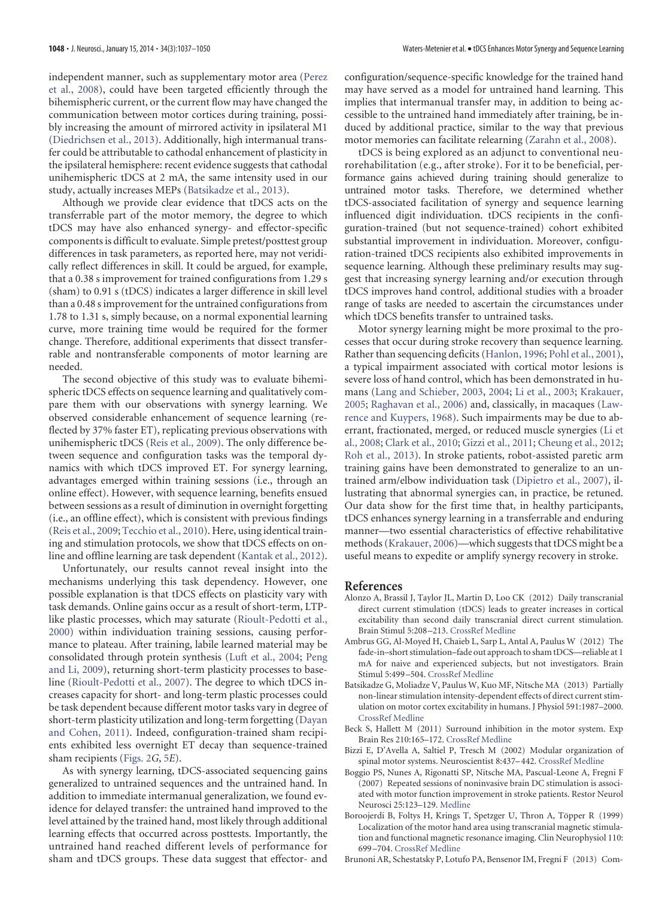independent manner, such as supplementary motor area (Perez et al., 2008), could have been targeted efficiently through the bihemispheric current, or the current flow may have changed the communication between motor cortices during training, possibly increasing the amount of mirrored activity in ipsilateral M1 (Diedrichsen et al., 2013). Additionally, high intermanual transfer could be attributable to cathodal enhancement of plasticity in the ipsilateral hemisphere: recent evidence suggests that cathodal unihemispheric tDCS at 2 mA, the same intensity used in our study, actually increases MEPs (Batsikadze et al., 2013).

Although we provide clear evidence that tDCS acts on the transferrable part of the motor memory, the degree to which tDCS may have also enhanced synergy- and effector-specific components is difficult to evaluate. Simple pretest/posttest group differences in task parameters, as reported here, may not veridically reflect differences in skill. It could be argued, for example, that a 0.38 s improvement for trained configurations from 1.29 s (sham) to 0.91 s (tDCS) indicates a larger difference in skill level than a 0.48 s improvement for the untrained configurations from 1.78 to 1.31 s, simply because, on a normal exponential learning curve, more training time would be required for the former change. Therefore, additional experiments that dissect transferrable and nontransferable components of motor learning are needed.

The second objective of this study was to evaluate bihemispheric tDCS effects on sequence learning and qualitatively compare them with our observations with synergy learning. We observed considerable enhancement of sequence learning (reflected by 37% faster ET), replicating previous observations with unihemispheric tDCS (Reis et al., 2009). The only difference between sequence and configuration tasks was the temporal dynamics with which tDCS improved ET. For synergy learning, advantages emerged within training sessions (i.e., through an online effect). However, with sequence learning, benefits ensued between sessions as a result of diminution in overnight forgetting (i.e., an offline effect), which is consistent with previous findings (Reis et al., 2009; Tecchio et al., 2010). Here, using identical training and stimulation protocols, we show that tDCS effects on online and offline learning are task dependent (Kantak et al., 2012).

Unfortunately, our results cannot reveal insight into the mechanisms underlying this task dependency. However, one possible explanation is that tDCS effects on plasticity vary with task demands. Online gains occur as a result of short-term, LTP-like plastic processes, which may saturate (Rioult-Pedotti et al., 2000) within individuation training sessions, causing performance to plateau. After training, labile learned material may be consolidated through protein synthesis (Luft et al., 2004; Peng and Li, 2009), returning short-term plasticity processes to baseline (Rioult-Pedotti et al., 2007). The degree to which tDCS increases capacity for short- and long-term plastic processes could be task dependent because different motor tasks vary in degree of short-term plasticity utilization and long-term forgetting (Dayan and Cohen, 2011). Indeed, configuration-trained sham recipients exhibited less overnight ET decay than sequence-trained sham recipients (Figs. 2*G*, 5*E*).

As with synergy learning, tDCS-associated sequencing gains generalized to untrained sequences and the untrained hand. In addition to immediate intermanual generalization, we found evidence for delayed transfer: the untrained hand improved to the level attained by the trained hand, most likely through additional learning effects that occurred across posttests. Importantly, the untrained hand reached different levels of performance for sham and tDCS groups. These data suggest that effector- and configuration/sequence-specific knowledge for the trained hand may have served as a model for untrained hand learning. This implies that intermanual transfer may, in addition to being accessible to the untrained hand immediately after training, be induced by additional practice, similar to the way that previous motor memories can facilitate relearning (Zarahn et al., 2008).

tDCS is being explored as an adjunct to conventional neurorehabilitation (e.g., after stroke). For it to be beneficial, performance gains achieved during training should generalize to untrained motor tasks. Therefore, we determined whether tDCS-associated facilitation of synergy and sequence learning influenced digit individuation. tDCS recipients in the configuration-trained (but not sequence-trained) cohort exhibited substantial improvement in individuation. Moreover, configuration-trained tDCS recipients also exhibited improvements in sequence learning. Although these preliminary results may suggest that increasing synergy learning and/or execution through tDCS improves hand control, additional studies with a broader range of tasks are needed to ascertain the circumstances under which tDCS benefits transfer to untrained tasks.

Motor synergy learning might be more proximal to the processes that occur during stroke recovery than sequence learning. Rather than sequencing deficits (Hanlon, 1996; Pohl et al., 2001), a typical impairment associated with cortical motor lesions is severe loss of hand control, which has been demonstrated in humans (Lang and Schieber, 2003, 2004; Li et al., 2003; Krakauer, 2005; Raghavan et al., 2006) and, classically, in macaques (Lawrence and Kuypers, 1968). Such impairments may be due to aberrant, fractionated, merged, or reduced muscle synergies (Li et al., 2008; Clark et al., 2010; Gizzi et al., 2011; Cheung et al., 2012; Roh et al., 2013). In stroke patients, robot-assisted paretic arm training gains have been demonstrated to generalize to an untrained arm/elbow individuation task (Dipietro et al., 2007), illustrating that abnormal synergies can, in practice, be retuned. Our data show for the first time that, in healthy participants, tDCS enhances synergy learning in a transferrable and enduring manner—two essential characteristics of effective rehabilitative methods (Krakauer, 2006)—which suggests that tDCS might be a useful means to expedite or amplify synergy recovery in stroke.

## References

Alonzo A, Brassil J, Taylor JL, Martin D, Loo CK (2012) Daily transcranial direct current stimulation (tDCS) leads to greater increases in cortical excitability than second daily transcranial direct current stimulation. Brain Stimul 5:208–213. CrossRef Medline

Ambrus GG, Al-Moyed H, Chaieb L, Sarp L, Antal A, Paulus W (2012) The fade-in–short stimulation–fade out approach to sham tDCS—reliable at 1 mA for naive and experienced subjects, but not investigators. Brain Stimul 5:499–504. CrossRef Medline

Batsikadze G, Moliadze V, Paulus W, Kuo MF, Nitsche MA (2013) Partially non-linear stimulation intensity-dependent effects of direct current stimulation on motor cortex excitability in humans. J Physiol 591:1987–2000. CrossRef Medline

Beck S, Hallett M (2011) Surround inhibition in the motor system. Exp Brain Res 210:165–172. CrossRef Medline

Bizzi E, D'Avella A, Saltiel P, Tresch M (2002) Modular organization of spinal motor systems. Neuroscientist 8:437–442. CrossRef Medline

Boggio PS, Nunes A, Rigonatti SP, Nitsche MA, Pascual-Leone A, Fregni F (2007) Repeated sessions of noninvasive brain DC stimulation is associated with motor function improvement in stroke patients. Restor Neurol Neurosci 25:123–129. Medline

Boroojerdi B, Foltys H, Krings T, Spetzger U, Thron A, Töpper R (1999) Localization of the motor hand area using transcranial magnetic stimulation and functional magnetic resonance imaging. Clin Neurophysiol 110: 699–704. CrossRef Medline

Brunoni AR, Schestatsky P, Lotufo PA, Bensenor IM, Fregni F (2013) Com-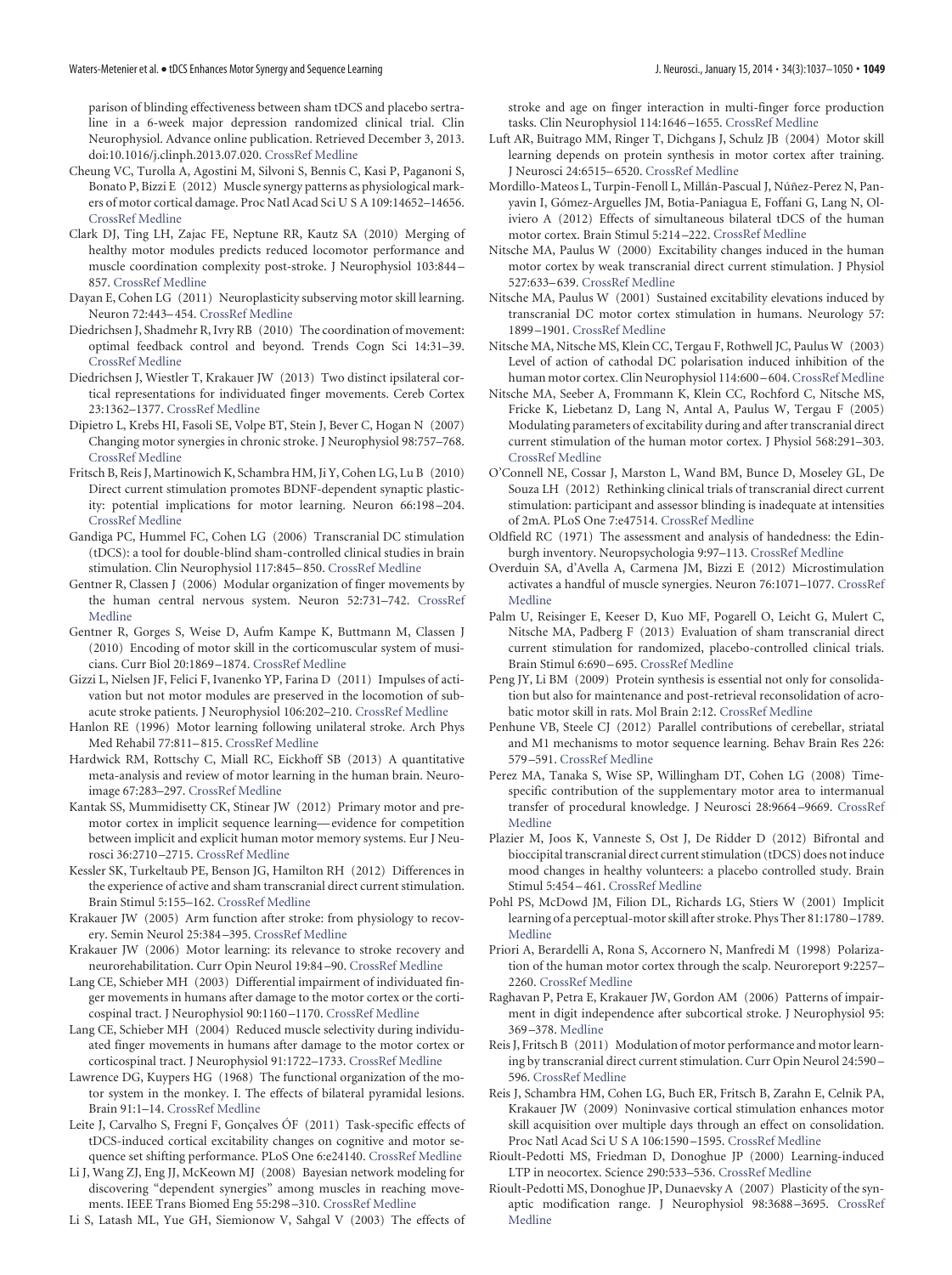parison of blinding effectiveness between sham tDCS and placebo sertraline in a 6-week major depression randomized clinical trial. Clin Neurophysiol. Advance online publication. Retrieved December 3, 2013. doi:10.1016/j.clinph.2013.07.020. CrossRef Medline

Cheung VC, Turolla A, Agostini M, Silvoni S, Bennis C, Kasi P, Paganoni S, Bonato P, Bizzi E (2012) Muscle synergy patterns as physiological markers of motor cortical damage. Proc Natl Acad Sci U S A 109:14652–14656. CrossRef Medline

Clark DJ, Ting LH, Zajac FE, Neptune RR, Kautz SA (2010) Merging of healthy motor modules predicts reduced locomotor performance and muscle coordination complexity post-stroke. J Neurophysiol 103:844–857. CrossRef Medline

Dayan E, Cohen LG (2011) Neuroplasticity subserving motor skill learning. Neuron 72:443–454. CrossRef Medline

Diedrichsen J, Shadmehr R, Ivry RB (2010) The coordination of movement: optimal feedback control and beyond. Trends Cogn Sci 14:31–39. CrossRef Medline

Diedrichsen J, Wiestler T, Krakauer JW (2013) Two distinct ipsilateral cortical representations for individuated finger movements. Cereb Cortex 23:1362–1377. CrossRef Medline

Dipietro L, Krebs HI, Fasoli SE, Volpe BT, Stein J, Bever C, Hogan N (2007) Changing motor synergies in chronic stroke. J Neurophysiol 98:757–768. CrossRef Medline

Fritsch B, Reis J, Martinowich K, Schambra HM, Ji Y, Cohen LG, Lu B (2010) Direct current stimulation promotes BDNF-dependent synaptic plasticity: potential implications for motor learning. Neuron 66:198–204. CrossRef Medline

Gandiga PC, Hummel FC, Cohen LG (2006) Transcranial DC stimulation (tDCS): a tool for double-blind sham-controlled clinical studies in brain stimulation. Clin Neurophysiol 117:845–850. CrossRef Medline

Gentner R, Classen J (2006) Modular organization of finger movements by the human central nervous system. Neuron 52:731–742. CrossRef Medline

Gentner R, Gorges S, Weise D, Aufm Kampe K, Buttmann M, Classen J (2010) Encoding of motor skill in the corticomuscular system of musicians. Curr Biol 20:1869–1874. CrossRef Medline

Gizzi L, Nielsen JF, Felici F, Ivanenko YP, Farina D (2011) Impulses of activation but not motor modules are preserved in the locomotion of subacute stroke patients. J Neurophysiol 106:202–210. CrossRef Medline

Hanlon RE (1996) Motor learning following unilateral stroke. Arch Phys Med Rehabil 77:811–815. CrossRef Medline

Hardwick RM, Rottschy C, Miall RC, Eickhoff SB (2013) A quantitative meta-analysis and review of motor learning in the human brain. Neuroimage 67:283–297. CrossRef Medline

Kantak SS, Mummidisetty CK, Stinear JW (2012) Primary motor and premotor cortex in implicit sequence learning—evidence for competition between implicit and explicit human motor memory systems. Eur J Neurosci 36:2710–2715. CrossRef Medline

Kessler SK, Turkeltaub PE, Benson JG, Hamilton RH (2012) Differences in the experience of active and sham transcranial direct current stimulation. Brain Stimul 5:155–162. CrossRef Medline

Krakauer JW (2005) Arm function after stroke: from physiology to recovery. Semin Neurol 25:384–395. CrossRef Medline

Krakauer JW (2006) Motor learning: its relevance to stroke recovery and neurorehabilitation. Curr Opin Neurol 19:84–90. CrossRef Medline

Lang CE, Schieber MH (2003) Differential impairment of individuated finger movements in humans after damage to the motor cortex or the corticospinal tract. J Neurophysiol 90:1160–1170. CrossRef Medline

Lang CE, Schieber MH (2004) Reduced muscle selectivity during individuated finger movements in humans after damage to the motor cortex or corticospinal tract. J Neurophysiol 91:1722–1733. CrossRef Medline

Lawrence DG, Kuypers HG (1968) The functional organization of the motor system in the monkey. I. The effects of bilateral pyramidal lesions. Brain 91:1–14. CrossRef Medline

Leite J, Carvalho S, Fregni F, Gonçalves ÓF (2011) Task-specific effects of tDCS-induced cortical excitability changes on cognitive and motor sequence set shifting performance. PLoS One 6:e24140. CrossRef Medline

Li J, Wang ZJ, Eng JJ, McKeown MJ (2008) Bayesian network modeling for discovering "dependent synergies" among muscles in reaching movements. IEEE Trans Biomed Eng 55:298–310. CrossRef Medline

Li S, Latash ML, Yue GH, Siemionow V, Sahgal V (2003) The effects of stroke and age on finger interaction in multi-finger force production tasks. Clin Neurophysiol 114:1646–1655. CrossRef Medline

Luft AR, Buitrago MM, Ringer T, Dichgans J, Schulz JB (2004) Motor skill learning depends on protein synthesis in motor cortex after training. J Neurosci 24:6515–6520. CrossRef Medline

Mordillo-Mateos L, Turpin-Fenoll L, Millán-Pascual J, Núñez-Perez N, Panyavin I, Gómez-Arguelles JM, Botia-Paniagua E, Foffani G, Lang N, Oliviero A (2012) Effects of simultaneous bilateral tDCS of the human motor cortex. Brain Stimul 5:214–222. CrossRef Medline

Nitsche MA, Paulus W (2000) Excitability changes induced in the human motor cortex by weak transcranial direct current stimulation. J Physiol 527:633–639. CrossRef Medline

Nitsche MA, Paulus W (2001) Sustained excitability elevations induced by transcranial DC motor cortex stimulation in humans. Neurology 57:1899–1901. CrossRef Medline

Nitsche MA, Nitsche MS, Klein CC, Tergau F, Rothwell JC, Paulus W (2003) Level of action of cathodal DC polarisation induced inhibition of the human motor cortex. Clin Neurophysiol 114:600–604. CrossRef Medline

Nitsche MA, Seeber A, Frommann K, Klein CC, Rochford C, Nitsche MS, Fricke K, Liebetanz D, Lang N, Antal A, Paulus W, Tergau F (2005) Modulating parameters of excitability during and after transcranial direct current stimulation of the human motor cortex. J Physiol 568:291–303. CrossRef Medline

O'Connell NE, Cossar J, Marston L, Wand BM, Bunce D, Moseley GL, De Souza LH (2012) Rethinking clinical trials of transcranial direct current stimulation: participant and assessor blinding is inadequate at intensities of 2mA. PLoS One 7:e47514. CrossRef Medline

Oldfield RC (1971) The assessment and analysis of handedness: the Edinburgh inventory. Neuropsychologia 9:97–113. CrossRef Medline

Overduin SA, d'Avella A, Carmena JM, Bizzi E (2012) Microstimulation activates a handful of muscle synergies. Neuron 76:1071–1077. CrossRef Medline

Palm U, Reisinger E, Keeser D, Kuo MF, Pogarell O, Leicht G, Mulert C, Nitsche MA, Padberg F (2013) Evaluation of sham transcranial direct current stimulation for randomized, placebo-controlled clinical trials. Brain Stimul 6:690–695. CrossRef Medline

Peng JY, Li BM (2009) Protein synthesis is essential not only for consolidation but also for maintenance and post-retrieval reconsolidation of acrobatic motor skill in rats. Mol Brain 2:12. CrossRef Medline

Penhune VB, Steele CJ (2012) Parallel contributions of cerebellar, striatal and M1 mechanisms to motor sequence learning. Behav Brain Res 226:579–591. CrossRef Medline

Perez MA, Tanaka S, Wise SP, Willingham DT, Cohen LG (2008) Time-specific contribution of the supplementary motor area to intermanual transfer of procedural knowledge. J Neurosci 28:9664–9669. CrossRef Medline

Plazier M, Joos K, Vanneste S, Ost J, De Ridder D (2012) Bifrontal and bioccipital transcranial direct current stimulation (tDCS) does not induce mood changes in healthy volunteers: a placebo controlled study. Brain Stimul 5:454–461. CrossRef Medline

Pohl PS, McDowd JM, Filion DL, Richards LG, Stiers W (2001) Implicit learning of a perceptual-motor skill after stroke. Phys Ther 81:1780–1789. Medline

Priori A, Berardelli A, Rona S, Accornero N, Manfredi M (1998) Polarization of the human motor cortex through the scalp. Neuroreport 9:2257–2260. CrossRef Medline

Raghavan P, Petra E, Krakauer JW, Gordon AM (2006) Patterns of impairment in digit independence after subcortical stroke. J Neurophysiol 95:369–378. Medline

Reis J, Fritsch B (2011) Modulation of motor performance and motor learning by transcranial direct current stimulation. Curr Opin Neurol 24:590–596. CrossRef Medline

Reis J, Schambra HM, Cohen LG, Buch ER, Fritsch B, Zarahn E, Celnik PA, Krakauer JW (2009) Noninvasive cortical stimulation enhances motor skill acquisition over multiple days through an effect on consolidation. Proc Natl Acad Sci U S A 106:1590–1595. CrossRef Medline

Rioult-Pedotti MS, Friedman D, Donoghue JP (2000) Learning-induced LTP in neocortex. Science 290:533–536. CrossRef Medline

Rioult-Pedotti MS, Donoghue JP, Dunaevsky A (2007) Plasticity of the synaptic modification range. J Neurophysiol 98:3688–3695. CrossRef Medline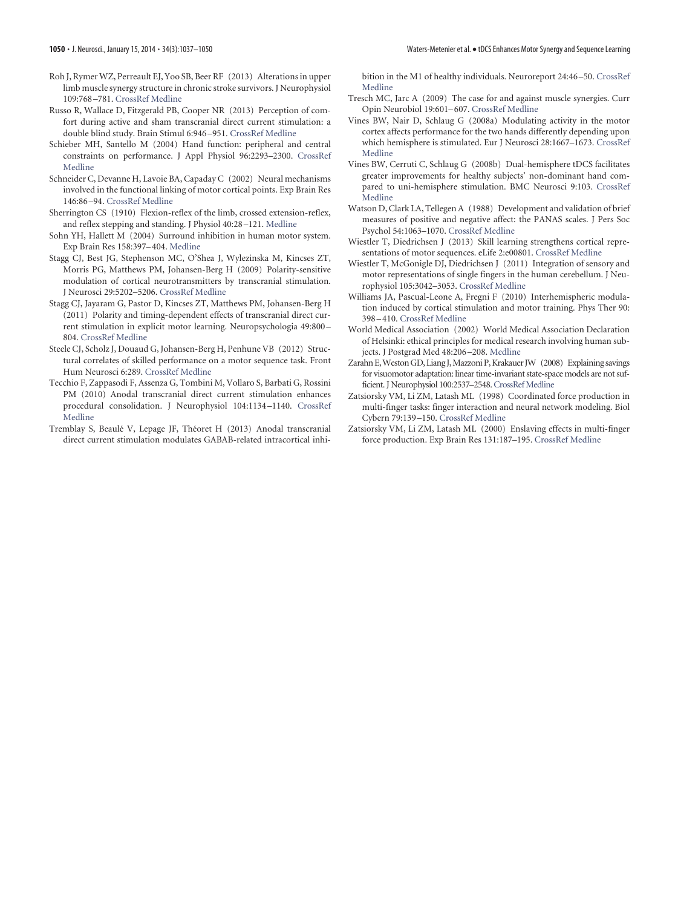Roh J, Rymer WZ, Perreault EJ, Yoo SB, Beer RF (2013) Alterations in upper limb muscle synergy structure in chronic stroke survivors. J Neurophysiol 109:768–781. CrossRef Medline

Russo R, Wallace D, Fitzgerald PB, Cooper NR (2013) Perception of comfort during active and sham transcranial direct current stimulation: a double blind study. Brain Stimul 6:946–951. CrossRef Medline

Schieber MH, Santello M (2004) Hand function: peripheral and central constraints on performance. J Appl Physiol 96:2293–2300. CrossRef Medline

Schneider C, Devanne H, Lavoie BA, Capaday C (2002) Neural mechanisms involved in the functional linking of motor cortical points. Exp Brain Res 146:86–94. CrossRef Medline

Sherrington CS (1910) Flexion-reflex of the limb, crossed extension-reflex, and reflex stepping and standing. J Physiol 40:28–121. Medline

Sohn YH, Hallett M (2004) Surround inhibition in human motor system. Exp Brain Res 158:397–404. Medline

Stagg CJ, Best JG, Stephenson MC, O'Shea J, Wylezinska M, Kincses ZT, Morris PG, Matthews PM, Johansen-Berg H (2009) Polarity-sensitive modulation of cortical neurotransmitters by transcranial stimulation. J Neurosci 29:5202–5206. CrossRef Medline

Stagg CJ, Jayaram G, Pastor D, Kincses ZT, Matthews PM, Johansen-Berg H (2011) Polarity and timing-dependent effects of transcranial direct current stimulation in explicit motor learning. Neuropsychologia 49:800–804. CrossRef Medline

Steele CJ, Scholz J, Douaud G, Johansen-Berg H, Penhune VB (2012) Structural correlates of skilled performance on a motor sequence task. Front Hum Neurosci 6:289. CrossRef Medline

Tecchio F, Zappasodi F, Assenza G, Tombini M, Vollaro S, Barbati G, Rossini PM (2010) Anodal transcranial direct current stimulation enhances procedural consolidation. J Neurophysiol 104:1134–1140. CrossRef Medline

Tremblay S, Beaulé V, Lepage JF, Théoret H (2013) Anodal transcranial direct current stimulation modulates GABAB-related intracortical inhibition in the M1 of healthy individuals. Neuroreport 24:46–50. CrossRef Medline

Tresch MC, Jarc A (2009) The case for and against muscle synergies. Curr Opin Neurobiol 19:601–607. CrossRef Medline

Vines BW, Nair D, Schlaug G (2008a) Modulating activity in the motor cortex affects performance for the two hands differently depending upon which hemisphere is stimulated. Eur J Neurosci 28:1667–1673. CrossRef Medline

Vines BW, Cerruti C, Schlaug G (2008b) Dual-hemisphere tDCS facilitates greater improvements for healthy subjects' non-dominant hand compared to uni-hemisphere stimulation. BMC Neurosci 9:103. CrossRef Medline

Watson D, Clark LA, Tellegen A (1988) Development and validation of brief measures of positive and negative affect: the PANAS scales. J Pers Soc Psychol 54:1063–1070. CrossRef Medline

Wiestler T, Diedrichsen J (2013) Skill learning strengthens cortical representations of motor sequences. eLife 2:e00801. CrossRef Medline

Wiestler T, McGonigle DJ, Diedrichsen J (2011) Integration of sensory and motor representations of single fingers in the human cerebellum. J Neurophysiol 105:3042–3053. CrossRef Medline

Williams JA, Pascual-Leone A, Fregni F (2010) Interhemispheric modulation induced by cortical stimulation and motor training. Phys Ther 90:398–410. CrossRef Medline

World Medical Association (2002) World Medical Association Declaration of Helsinki: ethical principles for medical research involving human subjects. J Postgrad Med 48:206–208. Medline

Zarahn E, Weston GD, Liang J, Mazzoni P, Krakauer JW (2008) Explaining savings for visuomotor adaptation: linear time-invariant state-space models are not sufficient. J Neurophysiol 100:2537–2548. CrossRef Medline

Zatsiorsky VM, Li ZM, Latash ML (1998) Coordinated force production in multi-finger tasks: finger interaction and neural network modeling. Biol Cybern 79:139–150. CrossRef Medline

Zatsiorsky VM, Li ZM, Latash ML (2000) Enslaving effects in multi-finger force production. Exp Brain Res 131:187–195. CrossRef Medline